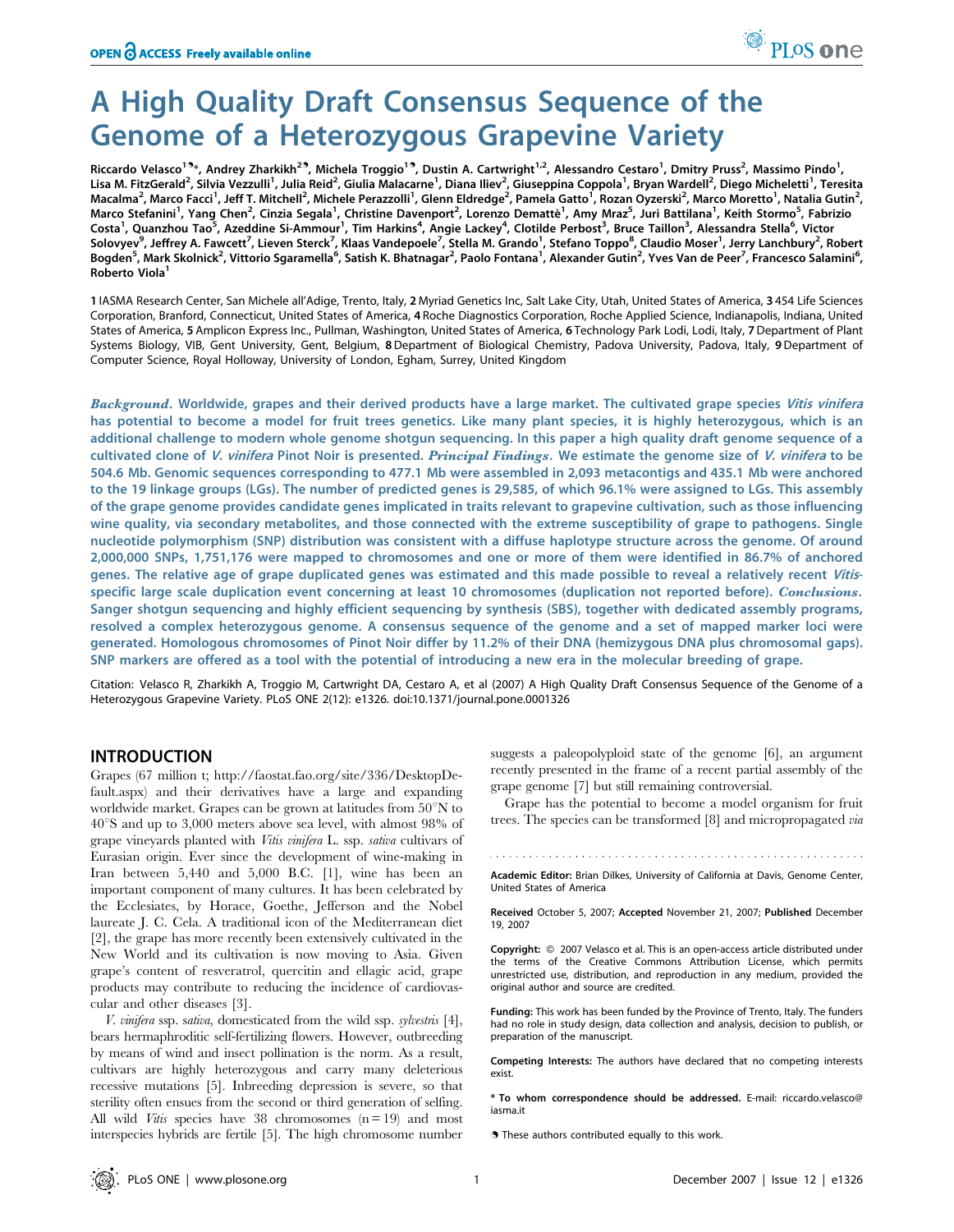# A High Quality Draft Consensus Sequence of the Genome of a Heterozygous Grapevine Variety

Riccardo Velasco[1]*, Andrey Zharkikh[2], Michela Troggio[1], Dustin A. Cartwright[1,2], Alessandro Cestaro[1], Dmitry Pruss[2], Massimo Pindo[1], Lisa M. FitzGerald[2], Silvia Vezzulli[1], Julia Reid[2], Giulia Malacarne[1], Diana Iliev[2], Giuseppina Coppola[1], Bryan Wardell[2], Diego Micheletti[1], Teresita Macalma[2], Marco Facci[1], Jeff T. Mitchell[2], Michele Perazzolli[1], Glenn Eldredge[2], Pamela Gatto[1], Rozan Oyzerski[2], Marco Moretto[1], Natalia Gutin[2], Marco Stefanini[1], Yang Chen[2], Cinzia Segala[1], Christine Davenport[2], Lorenzo Demattè[1], Amy Mraz[5], Juri Battilana[1], Keith Stormo[5], Fabrizio Costa[1], Quanzhou Tao[5], Azeddine Si-Ammour[1], Tim Harkins[4], Angie Lackey[4], Clotilde Perbost[3], Bruce Taillon[3], Alessandra Stella[6], Victor Solovyev[9], Jeffrey A. Fawcett[7], Lieven Sterck[7], Klaas Vandepoele[7], Stella M. Grando[1], Stefano Toppo[8], Claudio Moser[1], Jerry Lanchbury[2], Robert Bogden[5], Mark Skolnick[2], Vittorio Sgaramella[6], Satish K. Bhatnagar[2], Paolo Fontana[1], Alexander Gutin[2], Yves Van de Peer[7], Francesco Salamini[6], Roberto Viola[1]

1 IASMA Research Center, San Michele all'Adige, Trento, Italy, 2 Myriad Genetics Inc, Salt Lake City, Utah, United States of America, 3 454 Life Sciences Corporation, Branford, Connecticut, United States of America, 4 Roche Diagnostics Corporation, Roche Applied Science, Indianapolis, Indiana, United States of America, 5 Amplicon Express Inc., Pullman, Washington, United States of America, 6 Technology Park Lodi, Lodi, Italy, 7 Department of Plant Systems Biology, VIB, Gent University, Gent, Belgium, 8 Department of Biological Chemistry, Padova University, Padova, Italy, 9 Department of Computer Science, Royal Holloway, University of London, Egham, Surrey, United Kingdom

***Background.*** **Worldwide, grapes and their derived products have a large market. The cultivated grape species *Vitis vinifera* has potential to become a model for fruit trees genetics. Like many plant species, it is highly heterozygous, which is an additional challenge to modern whole genome shotgun sequencing. In this paper a high quality draft genome sequence of a cultivated clone of *V. vinifera* Pinot Noir is presented.** ***Principal Findings.*** **We estimate the genome size of *V. vinifera* to be 504.6 Mb. Genomic sequences corresponding to 477.1 Mb were assembled in 2,093 metacontigs and 435.1 Mb were anchored to the 19 linkage groups (LGs). The number of predicted genes is 29,585, of which 96.1% were assigned to LGs. This assembly of the grape genome provides candidate genes implicated in traits relevant to grapevine cultivation, such as those influencing wine quality, via secondary metabolites, and those connected with the extreme susceptibility of grape to pathogens. Single nucleotide polymorphism (SNP) distribution was consistent with a diffuse haplotype structure across the genome. Of around 2,000,000 SNPs, 1,751,176 were mapped to chromosomes and one or more of them were identified in 86.7% of anchored genes. The relative age of grape duplicated genes was estimated and this made possible to reveal a relatively recent *Vitis*-specific large scale duplication event concerning at least 10 chromosomes (duplication not reported before).** ***Conclusions.*** **Sanger shotgun sequencing and highly efficient sequencing by synthesis (SBS), together with dedicated assembly programs, resolved a complex heterozygous genome. A consensus sequence of the genome and a set of mapped marker loci were generated. Homologous chromosomes of Pinot Noir differ by 11.2% of their DNA (hemizygous DNA plus chromosomal gaps). SNP markers are offered as a tool with the potential of introducing a new era in the molecular breeding of grape.**

Citation: Velasco R, Zharkikh A, Troggio M, Cartwright DA, Cestaro A, et al (2007) A High Quality Draft Consensus Sequence of the Genome of a Heterozygous Grapevine Variety. PLoS ONE 2(12): e1326. doi:10.1371/journal.pone.0001326

## INTRODUCTION

Grapes (67 million t; http://faostat.fao.org/site/336/DesktopDefault.aspx) and their derivatives have a large and expanding worldwide market. Grapes can be grown at latitudes from 50°N to 40°S and up to 3,000 meters above sea level, with almost 98% of grape vineyards planted with *Vitis vinifera* L. ssp. *sativa* cultivars of Eurasian origin. Ever since the development of wine-making in Iran between 5,440 and 5,000 B.C. [1], wine has been an important component of many cultures. It has been celebrated by the Ecclesiates, by Horace, Goethe, Jefferson and the Nobel laureate J. C. Cela. A traditional icon of the Mediterranean diet [2], the grape has more recently been extensively cultivated in the New World and its cultivation is now moving to Asia. Given grape's content of resveratrol, quercitin and ellagic acid, grape products may contribute to reducing the incidence of cardiovascular and other diseases [3].

*V. vinifera* ssp. *sativa*, domesticated from the wild ssp. *sylvestris* [4], bears hermaphroditic self-fertilizing flowers. However, outbreeding by means of wind and insect pollination is the norm. As a result, cultivars are highly heterozygous and carry many deleterious recessive mutations [5]. Inbreeding depression is severe, so that sterility often ensues from the second or third generation of selfing. All wild *Vitis* species have 38 chromosomes (n = 19) and most interspecies hybrids are fertile [5]. The high chromosome number suggests a paleopolyploid state of the genome [6], an argument recently presented in the frame of a recent partial assembly of the grape genome [7] but still remaining controversial.

Grape has the potential to become a model organism for fruit trees. The species can be transformed [8] and micropropagated *via*

Academic Editor: Brian Dilkes, University of California at Davis, Genome Center, United States of America

Received October 5, 2007; Accepted November 21, 2007; Published December 19, 2007

Copyright: © 2007 Velasco et al. This is an open-access article distributed under the terms of the Creative Commons Attribution License, which permits unrestricted use, distribution, and reproduction in any medium, provided the original author and source are credited.

Funding: This work has been funded by the Province of Trento, Italy. The funders had no role in study design, data collection and analysis, decision to publish, or preparation of the manuscript.

Competing Interests: The authors have declared that no competing interests exist.

\* To whom correspondence should be addressed. E-mail: riccardo.velasco@iasma.it

These authors contributed equally to this work.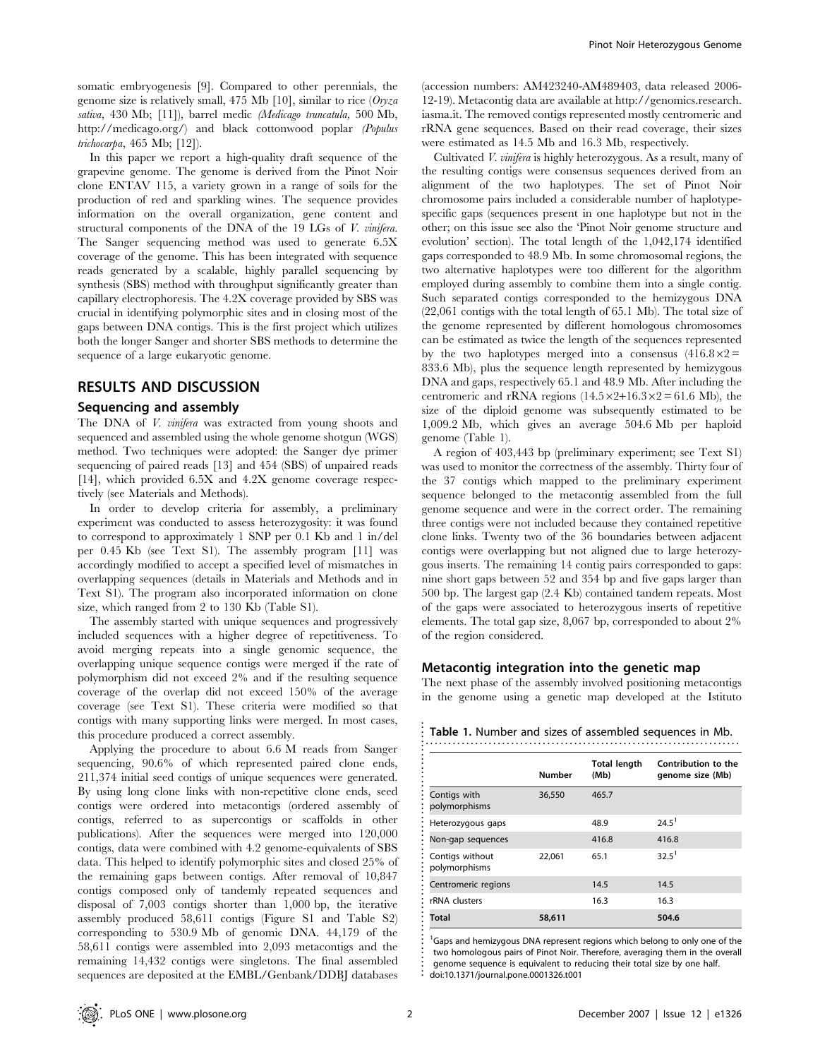somatic embryogenesis [9]. Compared to other perennials, the genome size is relatively small, 475 Mb [10], similar to rice (*Oryza sativa*, 430 Mb; [11]), barrel medic (*Medicago truncatula*, 500 Mb, http://medicago.org/) and black cottonwood poplar (*Populus trichocarpa*, 465 Mb; [12]).

In this paper we report a high-quality draft sequence of the grapevine genome. The genome is derived from the Pinot Noir clone ENTAV 115, a variety grown in a range of soils for the production of red and sparkling wines. The sequence provides information on the overall organization, gene content and structural components of the DNA of the 19 LGs of *V. vinifera*. The Sanger sequencing method was used to generate 6.5X coverage of the genome. This has been integrated with sequence reads generated by a scalable, highly parallel sequencing by synthesis (SBS) method with throughput significantly greater than capillary electrophoresis. The 4.2X coverage provided by SBS was crucial in identifying polymorphic sites and in closing most of the gaps between DNA contigs. This is the first project which utilizes both the longer Sanger and shorter SBS methods to determine the sequence of a large eukaryotic genome.

## RESULTS AND DISCUSSION

### Sequencing and assembly

The DNA of *V. vinifera* was extracted from young shoots and sequenced and assembled using the whole genome shotgun (WGS) method. Two techniques were adopted: the Sanger dye primer sequencing of paired reads [13] and 454 (SBS) of unpaired reads [14], which provided 6.5X and 4.2X genome coverage respectively (see Materials and Methods).

In order to develop criteria for assembly, a preliminary experiment was conducted to assess heterozygosity: it was found to correspond to approximately 1 SNP per 0.1 Kb and 1 in/del per 0.45 Kb (see Text S1). The assembly program [11] was accordingly modified to accept a specified level of mismatches in overlapping sequences (details in Materials and Methods and in Text S1). The program also incorporated information on clone size, which ranged from 2 to 130 Kb (Table S1).

The assembly started with unique sequences and progressively included sequences with a higher degree of repetitiveness. To avoid merging repeats into a single genomic sequence, the overlapping unique sequence contigs were merged if the rate of polymorphism did not exceed 2% and if the resulting sequence coverage of the overlap did not exceed 150% of the average coverage (see Text S1). These criteria were modified so that contigs with many supporting links were merged. In most cases, this procedure produced a correct assembly.

Applying the procedure to about 6.6 M reads from Sanger sequencing, 90.6% of which represented paired clone ends, 211,374 initial seed contigs of unique sequences were generated. By using long clone links with non-repetitive clone ends, seed contigs were ordered into metacontigs (ordered assembly of contigs, referred to as supercontigs or scaffolds in other publications). After the sequences were merged into 120,000 contigs, data were combined with 4.2 genome-equivalents of SBS data. This helped to identify polymorphic sites and closed 25% of the remaining gaps between contigs. After removal of 10,847 contigs composed only of tandemly repeated sequences and disposal of 7,003 contigs shorter than 1,000 bp, the iterative assembly produced 58,611 contigs (Figure S1 and Table S2) corresponding to 530.9 Mb of genomic DNA. 44,179 of the 58,611 contigs were assembled into 2,093 metacontigs and the remaining 14,432 contigs were singletons. The final assembled sequences are deposited at the EMBL/Genbank/DDBJ databases (accession numbers: AM423240-AM489403, data released 2006-12-19). Metacontig data are available at http://genomics.research.iasma.it. The removed contigs represented mostly centromeric and rRNA gene sequences. Based on their read coverage, their sizes were estimated as 14.5 Mb and 16.3 Mb, respectively.

Cultivated *V. vinifera* is highly heterozygous. As a result, many of the resulting contigs were consensus sequences derived from an alignment of the two haplotypes. The set of Pinot Noir chromosome pairs included a considerable number of haplotype-specific gaps (sequences present in one haplotype but not in the other; on this issue see also the 'Pinot Noir genome structure and evolution' section). The total length of the 1,042,174 identified gaps corresponded to 48.9 Mb. In some chromosomal regions, the two alternative haplotypes were too different for the algorithm employed during assembly to combine them into a single contig. Such separated contigs corresponded to the hemizygous DNA (22,061 contigs with the total length of 65.1 Mb). The total size of the genome represented by different homologous chromosomes can be estimated as twice the length of the sequences represented by the two haplotypes merged into a consensus ($416.8 \times 2 = 833.6$ Mb), plus the sequence length represented by hemizygous DNA and gaps, respectively 65.1 and 48.9 Mb. After including the centromeric and rRNA regions ($14.5 \times 2 + 16.3 \times 2 = 61.6$ Mb), the size of the diploid genome was subsequently estimated to be 1,009.2 Mb, which gives an average 504.6 Mb per haploid genome (Table 1).

A region of 403,443 bp (preliminary experiment; see Text S1) was used to monitor the correctness of the assembly. Thirty four of the 37 contigs which mapped to the preliminary experiment sequence belonged to the metacontig assembled from the full genome sequence and were in the correct order. The remaining three contigs were not included because they contained repetitive clone links. Twenty two of the 36 boundaries between adjacent contigs were overlapping but not aligned due to large heterozygous inserts. The remaining 14 contig pairs corresponded to gaps: nine short gaps between 52 and 354 bp and five gaps larger than 500 bp. The largest gap (2.4 Kb) contained tandem repeats. Most of the gaps were associated to heterozygous inserts of repetitive elements. The total gap size, 8,067 bp, corresponded to about 2% of the region considered.

### Metacontig integration into the genetic map

The next phase of the assembly involved positioning metacontigs in the genome using a genetic map developed at the Istituto

**Table 1.** Number and sizes of assembled sequences in Mb.

| | Number | Total length (Mb) | Contribution to the genome size (Mb) |
|---|---|---|---|
| Contigs with polymorphisms | 36,550 | 465.7 | |
| Heterozygous gaps | | 48.9 | 24.5[1] |
| Non-gap sequences | | 416.8 | 416.8 |
| Contigs without polymorphisms | 22,061 | 65.1 | 32.5[1] |
| Centromeric regions | | 14.5 | 14.5 |
| rRNA clusters | | 16.3 | 16.3 |
| **Total** | **58,611** | | **504.6** |

[1]Gaps and hemizygous DNA represent regions which belong to only one of the two homologous pairs of Pinot Noir. Therefore, averaging them in the overall genome sequence is equivalent to reducing their total size by one half.
doi:10.1371/journal.pone.0001326.t001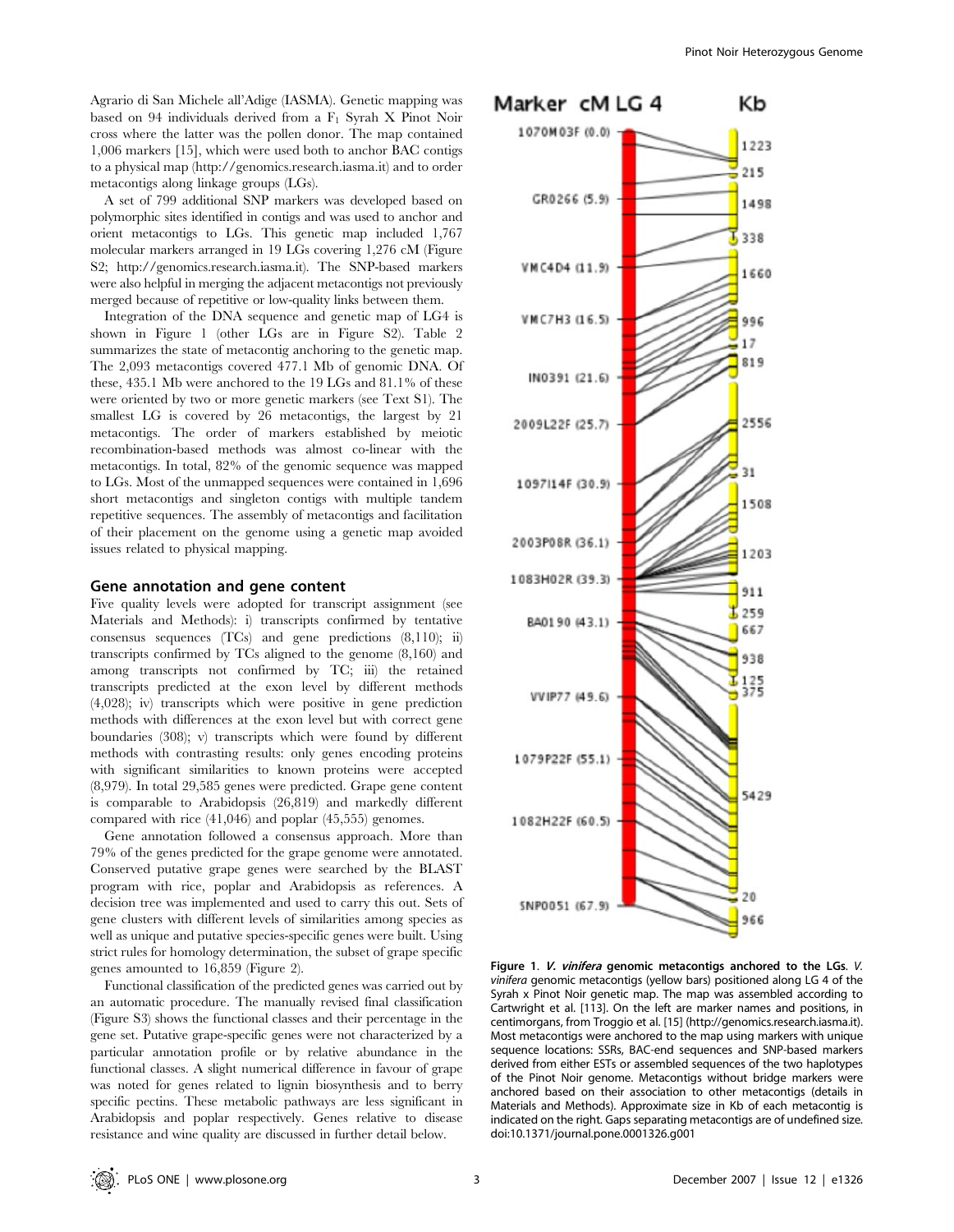Agrario di San Michele all'Adige (IASMA). Genetic mapping was based on 94 individuals derived from a $F_1$ Syrah X Pinot Noir cross where the latter was the pollen donor. The map contained 1,006 markers [15], which were used both to anchor BAC contigs to a physical map (http://genomics.research.iasma.it) and to order metacontigs along linkage groups (LGs).

A set of 799 additional SNP markers was developed based on polymorphic sites identified in contigs and was used to anchor and orient metacontigs to LGs. This genetic map included 1,767 molecular markers arranged in 19 LGs covering 1,276 cM (Figure S2; http://genomics.research.iasma.it). The SNP-based markers were also helpful in merging the adjacent metacontigs not previously merged because of repetitive or low-quality links between them.

Integration of the DNA sequence and genetic map of LG4 is shown in Figure 1 (other LGs are in Figure S2). Table 2 summarizes the state of metacontig anchoring to the genetic map. The 2,093 metacontigs covered 477.1 Mb of genomic DNA. Of these, 435.1 Mb were anchored to the 19 LGs and 81.1% of these were oriented by two or more genetic markers (see Text S1). The smallest LG is covered by 26 metacontigs, the largest by 21 metacontigs. The order of markers established by meiotic recombination-based methods was almost co-linear with the metacontigs. In total, 82% of the genomic sequence was mapped to LGs. Most of the unmapped sequences were contained in 1,696 short metacontigs and singleton contigs with multiple tandem repetitive sequences. The assembly of metacontigs and facilitation of their placement on the genome using a genetic map avoided issues related to physical mapping.

## Gene annotation and gene content

Five quality levels were adopted for transcript assignment (see Materials and Methods): i) transcripts confirmed by tentative consensus sequences (TCs) and gene predictions (8,110); ii) transcripts confirmed by TCs aligned to the genome (8,160) and among transcripts not confirmed by TC; iii) the retained transcripts predicted at the exon level by different methods (4,028); iv) transcripts which were positive in gene prediction methods with differences at the exon level but with correct gene boundaries (308); v) transcripts which were found by different methods with contrasting results: only genes encoding proteins with significant similarities to known proteins were accepted (8,979). In total 29,585 genes were predicted. Grape gene content is comparable to Arabidopsis (26,819) and markedly different compared with rice (41,046) and poplar (45,555) genomes.

Gene annotation followed a consensus approach. More than 79% of the genes predicted for the grape genome were annotated. Conserved putative grape genes were searched by the BLAST program with rice, poplar and Arabidopsis as references. A decision tree was implemented and used to carry this out. Sets of gene clusters with different levels of similarities among species as well as unique and putative species-specific genes were built. Using strict rules for homology determination, the subset of grape specific genes amounted to 16,859 (Figure 2).

Functional classification of the predicted genes was carried out by an automatic procedure. The manually revised final classification (Figure S3) shows the functional classes and their percentage in the gene set. Putative grape-specific genes were not characterized by a particular annotation profile or by relative abundance in the functional classes. A slight numerical difference in favour of grape was noted for genes related to lignin biosynthesis and to berry specific pectins. These metabolic pathways are less significant in Arabidopsis and poplar respectively. Genes relative to disease resistance and wine quality are discussed in further detail below.

**Figure 1. *V. vinifera* genomic metacontigs anchored to the LGs.** *V. vinifera* genomic metacontigs (yellow bars) positioned along LG 4 of the Syrah x Pinot Noir genetic map. The map was assembled according to Cartwright et al. [113]. On the left are marker names and positions, in centimorgans, from Troggio et al. [15] (http://genomics.research.iasma.it). Most metacontigs were anchored to the map using markers with unique sequence locations: SSRs, BAC-end sequences and SNP-based markers derived from either ESTs or assembled sequences of the two haplotypes of the Pinot Noir genome. Metacontigs without bridge markers were anchored based on their association to other metacontigs (details in Materials and Methods). Approximate size in Kb of each metacontig is indicated on the right. Gaps separating metacontigs are of undefined size.
doi:10.1371/journal.pone.0001326.g001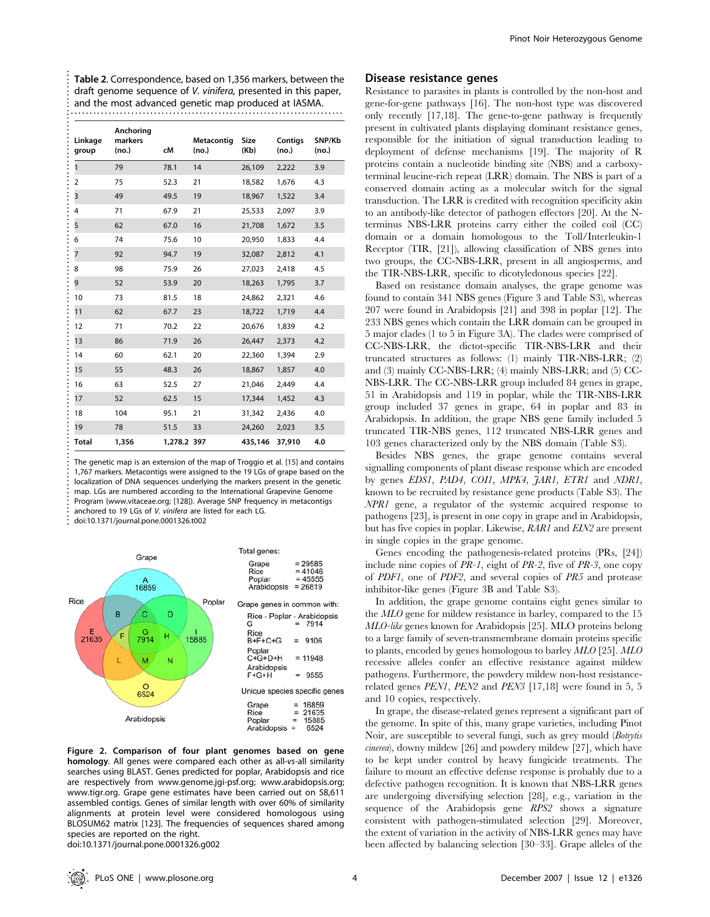**Table 2.** Correspondence, based on 1,356 markers, between the draft genome sequence of *V. vinifera,* presented in this paper, and the most advanced genetic map produced at IASMA.

| Linkage group | Anchoring markers (no.) | cM | Metacontig (no.) | Size (Kb) | Contigs (no.) | SNP/Kb (no.) |
|---|---|---|---|---|---|---|
| 1 | 79 | 78.1 | 14 | 26,109 | 2,222 | 3.9 |
| 2 | 75 | 52.3 | 21 | 18,582 | 1,676 | 4.3 |
| 3 | 49 | 49.5 | 19 | 18,967 | 1,522 | 3.4 |
| 4 | 71 | 67.9 | 21 | 25,533 | 2,097 | 3.9 |
| 5 | 62 | 67.0 | 16 | 21,708 | 1,672 | 3.5 |
| 6 | 74 | 75.6 | 10 | 20,950 | 1,833 | 4.4 |
| 7 | 92 | 94.7 | 19 | 32,087 | 2,812 | 4.1 |
| 8 | 98 | 75.9 | 26 | 27,023 | 2,418 | 4.5 |
| 9 | 52 | 53.9 | 20 | 18,263 | 1,795 | 3.7 |
| 10 | 73 | 81.5 | 18 | 24,862 | 2,321 | 4.6 |
| 11 | 62 | 67.7 | 23 | 18,722 | 1,719 | 4.4 |
| 12 | 71 | 70.2 | 22 | 20,676 | 1,839 | 4.2 |
| 13 | 86 | 71.9 | 26 | 26,447 | 2,373 | 4.2 |
| 14 | 60 | 62.1 | 20 | 22,360 | 1,394 | 2.9 |
| 15 | 55 | 48.3 | 26 | 18,867 | 1,857 | 4.0 |
| 16 | 63 | 52.5 | 27 | 21,046 | 2,449 | 4.4 |
| 17 | 52 | 62.5 | 15 | 17,344 | 1,452 | 4.3 |
| 18 | 104 | 95.1 | 21 | 31,342 | 2,436 | 4.0 |
| 19 | 78 | 51.5 | 33 | 24,260 | 2,023 | 3.5 |
| **Total** | **1,356** | **1,278.2** | **397** | **435,146** | **37,910** | **4.0** |

The genetic map is an extension of the map of Troggio et al. [15] and contains 1,767 markers. Metacontigs were assigned to the 19 LGs of grape based on the localization of DNA sequences underlying the markers present in the genetic map. LGs are numbered according to the International Grapevine Genome Program (www.vitaceae.org; [128]). Average SNP frequency in metacontigs anchored to 19 LGs of *V. vinifera* are listed for each LG.
doi:10.1371/journal.pone.0001326.t002

Total genes:

- Grape = 29585
- Rice = 41046
- Poplar = 45555
- Arabidopsis = 26819

Grape genes in common with:

- Rice - Poplar - Arabidopsis G = 7914
- Rice B+F+C+G = 9106
- Poplar C+G+D+H = 11948
- Arabidopsis F+G+H = 9555

Unique species specific genes

- Grape = 16859
- Rice = 21635
- Poplar = 15885
- Arabidopsis = 6524

**Figure 2. Comparison of four plant genomes based on gene homology.** All genes were compared each other as all-*vs*-all similarity searches using BLAST. Genes predicted for poplar, Arabidopsis and rice are respectively from www.genome.jgi-psf.org; www.arabidopsis.org; www.tigr.org. Grape gene estimates have been carried out on 58,611 assembled contigs. Genes of similar length with over 60% of similarity alignments at protein level were considered homologous using BLOSUM62 matrix [123]. The frequencies of sequences shared among species are reported on the right.
doi:10.1371/journal.pone.0001326.g002

## Disease resistance genes

Resistance to parasites in plants is controlled by the non-host and gene-for-gene pathways [16]. The non-host type was discovered only recently [17,18]. The gene-to-gene pathway is frequently present in cultivated plants displaying dominant resistance genes, responsible for the initiation of signal transduction leading to deployment of defense mechanisms [19]. The majority of R proteins contain a nucleotide binding site (NBS) and a carboxy-terminal leucine-rich repeat (LRR) domain. The NBS is part of a conserved domain acting as a molecular switch for the signal transduction. The LRR is credited with recognition specificity akin to an antibody-like detector of pathogen effectors [20]. At the N-terminus NBS-LRR proteins carry either the coiled coil (CC) domain or a domain homologous to the Toll/Interleukin-1 Receptor (TIR, [21]), allowing classification of NBS genes into two groups, the CC-NBS-LRR, present in all angiosperms, and the TIR-NBS-LRR, specific to dicotyledonous species [22].

Based on resistance domain analyses, the grape genome was found to contain 341 NBS genes (Figure 3 and Table S3), whereas 207 were found in Arabidopsis [21] and 398 in poplar [12]. The 233 NBS genes which contain the LRR domain can be grouped in 5 major clades (1 to 5 in Figure 3A). The clades were comprised of CC-NBS-LRR, the dictot-specific TIR-NBS-LRR and their truncated structures as follows: (1) mainly TIR-NBS-LRR; (2) and (3) mainly CC-NBS-LRR; (4) mainly NBS-LRR; and (5) CC-NBS-LRR. The CC-NBS-LRR group included 84 genes in grape, 51 in Arabidopsis and 119 in poplar, while the TIR-NBS-LRR group included 37 genes in grape, 64 in poplar and 83 in Arabidopsis. In addition, the grape NBS gene family included 5 truncated TIR-NBS genes, 112 truncated NBS-LRR genes and 103 genes characterized only by the NBS domain (Table S3).

Besides NBS genes, the grape genome contains several signalling components of plant disease resistance which are encoded by genes *EDS1*, *PAD4*, *COI1*, *MPK4*, *JAR1*, *ETR1* and *NDR1*, known to be recruited by resistance gene products (Table S3). The *NPR1* gene, a regulator of the systemic acquired response to pathogens [23], is present in one copy in grape and in Arabidopsis, but has five copies in poplar. Likewise, *RAR1* and *EIN2* are present in single copies in the grape genome.

Genes encoding the pathogenesis-related proteins (PRs, [24]) include nine copies of *PR-1*, eight of *PR-2*, five of *PR-3*, one copy of *PDF1*, one of *PDF2*, and several copies of *PR5* and protease inhibitor-like genes (Figure 3B and Table S3).

In addition, the grape genome contains eight genes similar to the *MLO* gene for mildew resistance in barley, compared to the 15 *MLO-like* genes known for Arabidopsis [25]. MLO proteins belong to a large family of seven-transmembrane domain proteins specific to plants, encoded by genes homologous to barley *MLO* [25]. *MLO* recessive alleles confer an effective resistance against mildew pathogens. Furthermore, the powdery mildew non-host resistance-related genes *PEN1*, *PEN2* and *PEN3* [17,18] were found in 5, 5 and 10 copies, respectively.

In grape, the disease-related genes represent a significant part of the genome. In spite of this, many grape varieties, including Pinot Noir, are susceptible to several fungi, such as grey mould (*Botrytis cinerea*), downy mildew [26] and powdery mildew [27], which have to be kept under control by heavy fungicide treatments. The failure to mount an effective defense response is probably due to a defective pathogen recognition. It is known that NBS-LRR genes are undergoing diversifying selection [28], e.g., variation in the sequence of the Arabidopsis gene *RPS2* shows a signature consistent with pathogen-stimulated selection [29]. Moreover, the extent of variation in the activity of NBS-LRR genes may have been affected by balancing selection [30–33]. Grape alleles of the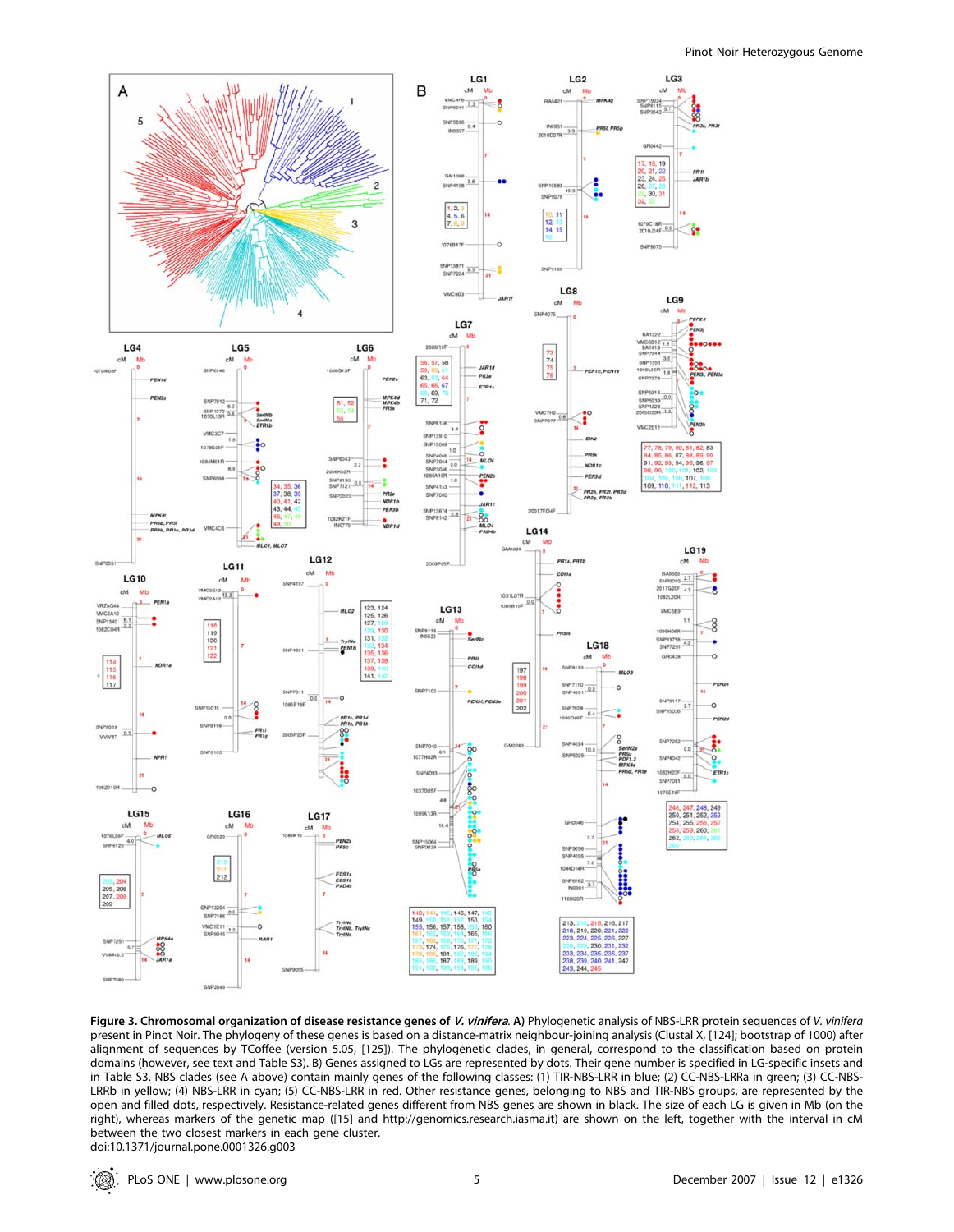**Figure 3. Chromosomal organization of disease resistance genes of *V. vinifera*. A)** Phylogenetic analysis of NBS-LRR protein sequences of *V. vinifera* present in Pinot Noir. The phylogeny of these genes is based on a distance-matrix neighbour-joining analysis (Clustal X, [124]; bootstrap of 1000) after alignment of sequences by TCoffee (version 5.05, [125]). The phylogenetic clades, in general, correspond to the classification based on protein domains (however, see text and Table S3). B) Genes assigned to LGs are represented by dots. Their gene number is specified in LG-specific insets and in Table S3. NBS clades (see A above) contain mainly genes of the following classes: (1) TIR-NBS-LRR in blue; (2) CC-NBS-LRRa in green; (3) CC-NBS-LRRb in yellow; (4) NBS-LRR in cyan; (5) CC-NBS-LRR in red. Other resistance genes, belonging to NBS and TIR-NBS groups, are represented by the open and filled dots, respectively. Resistance-related genes different from NBS genes are shown in black. The size of each LG is given in Mb (on the right), whereas markers of the genetic map ([15] and http://genomics.research.iasma.it) are shown on the left, together with the interval in cM between the two closest markers in each gene cluster.

doi:10.1371/journal.pone.0001326.g003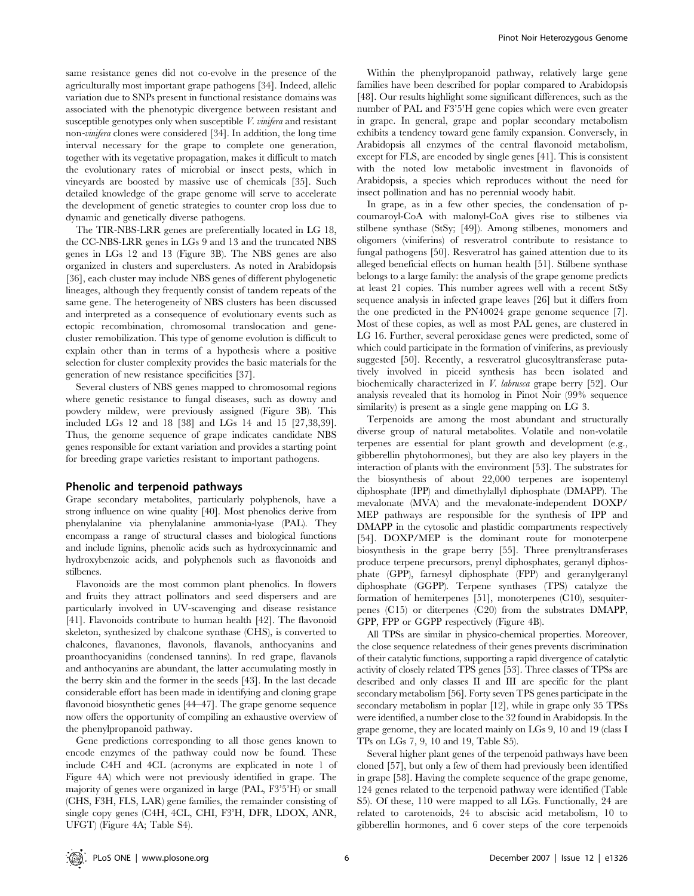same resistance genes did not co-evolve in the presence of the agriculturally most important grape pathogens [34]. Indeed, allelic variation due to SNPs present in functional resistance domains was associated with the phenotypic divergence between resistant and susceptible genotypes only when susceptible *V. vinifera* and resistant non-*vinifera* clones were considered [34]. In addition, the long time interval necessary for the grape to complete one generation, together with its vegetative propagation, makes it difficult to match the evolutionary rates of microbial or insect pests, which in vineyards are boosted by massive use of chemicals [35]. Such detailed knowledge of the grape genome will serve to accelerate the development of genetic strategies to counter crop loss due to dynamic and genetically diverse pathogens.

The TIR-NBS-LRR genes are preferentially located in LG 18, the CC-NBS-LRR genes in LGs 9 and 13 and the truncated NBS genes in LGs 12 and 13 (Figure 3B). The NBS genes are also organized in clusters and superclusters. As noted in Arabidopsis [36], each cluster may include NBS genes of different phylogenetic lineages, although they frequently consist of tandem repeats of the same gene. The heterogeneity of NBS clusters has been discussed and interpreted as a consequence of evolutionary events such as ectopic recombination, chromosomal translocation and gene-cluster remobilization. This type of genome evolution is difficult to explain other than in terms of a hypothesis where a positive selection for cluster complexity provides the basic materials for the generation of new resistance specificities [37].

Several clusters of NBS genes mapped to chromosomal regions where genetic resistance to fungal diseases, such as downy and powdery mildew, were previously assigned (Figure 3B). This included LGs 12 and 18 [38] and LGs 14 and 15 [27,38,39]. Thus, the genome sequence of grape indicates candidate NBS genes responsible for extant variation and provides a starting point for breeding grape varieties resistant to important pathogens.

## Phenolic and terpenoid pathways

Grape secondary metabolites, particularly polyphenols, have a strong influence on wine quality [40]. Most phenolics derive from phenylalanine via phenylalanine ammonia-lyase (PAL). They encompass a range of structural classes and biological functions and include lignins, phenolic acids such as hydroxycinnamic and hydroxybenzoic acids, and polyphenols such as flavonoids and stilbenes.

Flavonoids are the most common plant phenolics. In flowers and fruits they attract pollinators and seed dispersers and are particularly involved in UV-scavenging and disease resistance [41]. Flavonoids contribute to human health [42]. The flavonoid skeleton, synthesized by chalcone synthase (CHS), is converted to chalcones, flavanones, flavonols, flavanols, anthocyanins and proanthocyanidins (condensed tannins). In red grape, flavanols and anthocyanins are abundant, the latter accumulating mostly in the berry skin and the former in the seeds [43]. In the last decade considerable effort has been made in identifying and cloning grape flavonoid biosynthetic genes [44–47]. The grape genome sequence now offers the opportunity of compiling an exhaustive overview of the phenylpropanoid pathway.

Gene predictions corresponding to all those genes known to encode enzymes of the pathway could now be found. These include C4H and 4CL (acronyms are explicated in note 1 of Figure 4A) which were not previously identified in grape. The majority of genes were organized in large (PAL, F3'5'H) or small (CHS, F3H, FLS, LAR) gene families, the remainder consisting of single copy genes (C4H, 4CL, CHI, F3'H, DFR, LDOX, ANR, UFGT) (Figure 4A; Table S4).

Within the phenylpropanoid pathway, relatively large gene families have been described for poplar compared to Arabidopsis [48]. Our results highlight some significant differences, such as the number of PAL and F3'5'H gene copies which were even greater in grape. In general, grape and poplar secondary metabolism exhibits a tendency toward gene family expansion. Conversely, in Arabidopsis all enzymes of the central flavonoid metabolism, except for FLS, are encoded by single genes [41]. This is consistent with the noted low metabolic investment in flavonoids of Arabidopsis, a species which reproduces without the need for insect pollination and has no perennial woody habit.

In grape, as in a few other species, the condensation of p-coumaroyl-CoA with malonyl-CoA gives rise to stilbenes via stilbene synthase (StSy; [49]). Among stilbenes, monomers and oligomers (viniferins) of resveratrol contribute to resistance to fungal pathogens [50]. Resveratrol has gained attention due to its alleged beneficial effects on human health [51]. Stilbene synthase belongs to a large family: the analysis of the grape genome predicts at least 21 copies. This number agrees well with a recent StSy sequence analysis in infected grape leaves [26] but it differs from the one predicted in the PN40024 grape genome sequence [7]. Most of these copies, as well as most PAL genes, are clustered in LG 16. Further, several peroxidase genes were predicted, some of which could participate in the formation of viniferins, as previously suggested [50]. Recently, a resveratrol glucosyltransferase putatively involved in piceid synthesis has been isolated and biochemically characterized in *V. labrusca* grape berry [52]. Our analysis revealed that its homolog in Pinot Noir (99% sequence similarity) is present as a single gene mapping on LG 3.

Terpenoids are among the most abundant and structurally diverse group of natural metabolites. Volatile and non-volatile terpenes are essential for plant growth and development (e.g., gibberellin phytohormones), but they are also key players in the interaction of plants with the environment [53]. The substrates for the biosynthesis of about 22,000 terpenes are isopentenyl diphosphate (IPP) and dimethylallyl diphosphate (DMAPP). The mevalonate (MVA) and the mevalonate-independent DOXP/MEP pathways are responsible for the synthesis of IPP and DMAPP in the cytosolic and plastidic compartments respectively [54]. DOXP/MEP is the dominant route for monoterpene biosynthesis in the grape berry [55]. Three prenyltransferases produce terpene precursors, prenyl diphosphates, geranyl diphosphate (GPP), farnesyl diphosphate (FPP) and geranylgeranyl diphosphate (GGPP). Terpene synthases (TPS) catalyze the formation of hemiterpenes [51], monoterpenes (C10), sesquiterpenes (C15) or diterpenes (C20) from the substrates DMAPP, GPP, FPP or GGPP respectively (Figure 4B).

All TPSs are similar in physico-chemical properties. Moreover, the close sequence relatedness of their genes prevents discrimination of their catalytic functions, supporting a rapid divergence of catalytic activity of closely related TPS genes [53]. Three classes of TPSs are described and only classes II and III are specific for the plant secondary metabolism [56]. Forty seven TPS genes participate in the secondary metabolism in poplar [12], while in grape only 35 TPSs were identified, a number close to the 32 found in Arabidopsis. In the grape genome, they are located mainly on LGs 9, 10 and 19 (class I TPs on LGs 7, 9, 10 and 19, Table S5).

Several higher plant genes of the terpenoid pathways have been cloned [57], but only a few of them had previously been identified in grape [58]. Having the complete sequence of the grape genome, 124 genes related to the terpenoid pathway were identified (Table S5). Of these, 110 were mapped to all LGs. Functionally, 24 are related to carotenoids, 24 to abscisic acid metabolism, 10 to gibberellin hormones, and 6 cover steps of the core terpenoids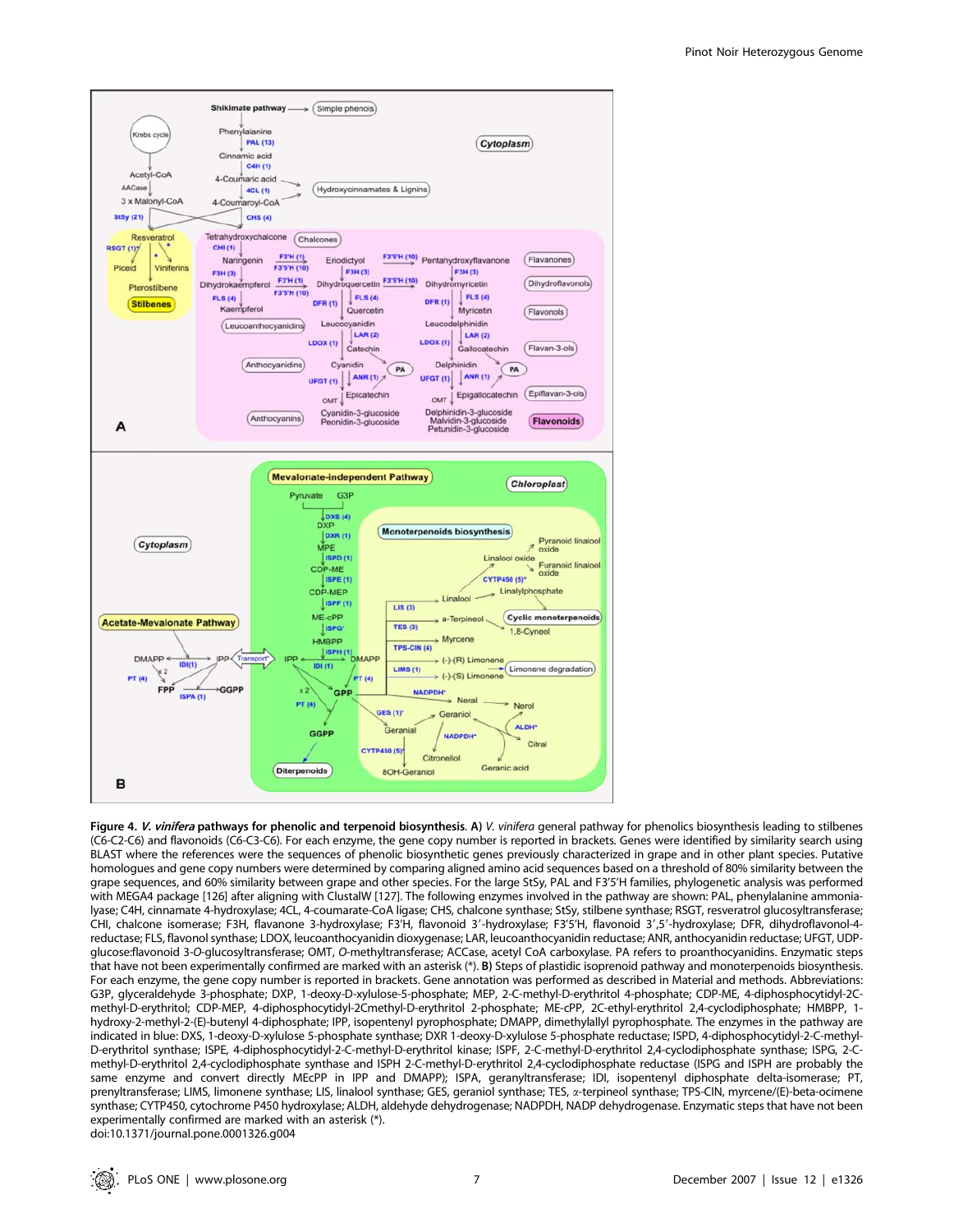**Figure 4. *V. vinifera* pathways for phenolic and terpenoid biosynthesis. A)** *V. vinifera* general pathway for phenolics biosynthesis leading to stilbenes (C6-C2-C6) and flavonoids (C6-C3-C6). For each enzyme, the gene copy number is reported in brackets. Genes were identified by similarity search using BLAST where the references were the sequences of phenolic biosynthetic genes previously characterized in grape and in other plant species. Putative homologues and gene copy numbers were determined by comparing aligned amino acid sequences based on a threshold of 80% similarity between the grape sequences, and 60% similarity between grape and other species. For the large StSy, PAL and F3′5′H families, phylogenetic analysis was performed with MEGA4 package [126] after aligning with ClustalW [127]. The following enzymes involved in the pathway are shown: PAL, phenylalanine ammonia-lyase; C4H, cinnamate 4-hydroxylase; 4CL, 4-coumarate-CoA ligase; CHS, chalcone synthase; StSy, stilbene synthase; RSGT, resveratrol glucosyltransferase; CHI, chalcone isomerase; F3H, flavanone 3-hydroxylase; F3′H, flavonoid 3′-hydroxylase; F3′5′H, flavonoid 3′,5′-hydroxylase; DFR, dihydroflavonol-4-reductase; FLS, flavonol synthase; LDOX, leucoanthocyanidin dioxygenase; LAR, leucoanthocyanidin reductase; ANR, anthocyanidin reductase; UFGT, UDP-glucose:flavonoid 3-*O*-glucosyltransferase; OMT, *O*-methyltransferase; ACCase, acetyl CoA carboxylase. PA refers to proanthocyanidins. Enzymatic steps that have not been experimentally confirmed are marked with an asterisk (*). **B)** Steps of plastidic isoprenoid pathway and monoterpenoids biosynthesis. For each enzyme, the gene copy number is reported in brackets. Gene annotation was performed as described in Material and methods. Abbreviations: G3P, glyceraldehyde 3-phosphate; DXP, 1-deoxy-D-xylulose-5-phosphate; MEP, 2-C-methyl-D-erythritol 4-phosphate; CDP-ME, 4-diphosphocytidyl-2C-methyl-D-erythritol; CDP-MEP, 4-diphosphocytidyl-2Cmethyl-D-erythritol 2-phosphate; ME-cPP, 2C-ethyl-erythritol 2,4-cyclodiphosphate; HMBPP, 1-hydroxy-2-methyl-2-(E)-butenyl 4-diphosphate; IPP, isopentenyl pyrophosphate; DMAPP, dimethylallyl pyrophosphate. The enzymes in the pathway are indicated in blue: DXS, 1-deoxy-D-xylulose 5-phosphate synthase; DXR 1-deoxy-D-xylulose 5-phosphate reductase; ISPD, 4-diphosphocytidyl-2-C-methyl-D-erythritol synthase; ISPE, 4-diphosphocytidyl-2-C-methyl-D-erythritol kinase; ISPF, 2-C-methyl-D-erythritol 2,4-cyclodiphosphate synthase; ISPG, 2-C-methyl-D-erythritol 2,4-cyclodiphosphate synthase and ISPH 2-C-methyl-D-erythritol 2,4-cyclodiphosphate reductase (ISPG and ISPH are probably the same enzyme and convert directly MEcPP in IPP and DMAPP); ISPA, geranyltransferase; IDI, isopentenyl diphosphate delta-isomerase; PT, prenyltransferase; LIMS, limonene synthase; LIS, linalool synthase; GES, geraniol synthase; TES, α-terpineol synthase; TPS-CIN, myrcene/(E)-beta-ocimene synthase; CYTP450, cytochrome P450 hydroxylase; ALDH, aldehyde dehydrogenase; NADPDH, NADP dehydrogenase. Enzymatic steps that have not been experimentally confirmed are marked with an asterisk (*).

doi:10.1371/journal.pone.0001326.g004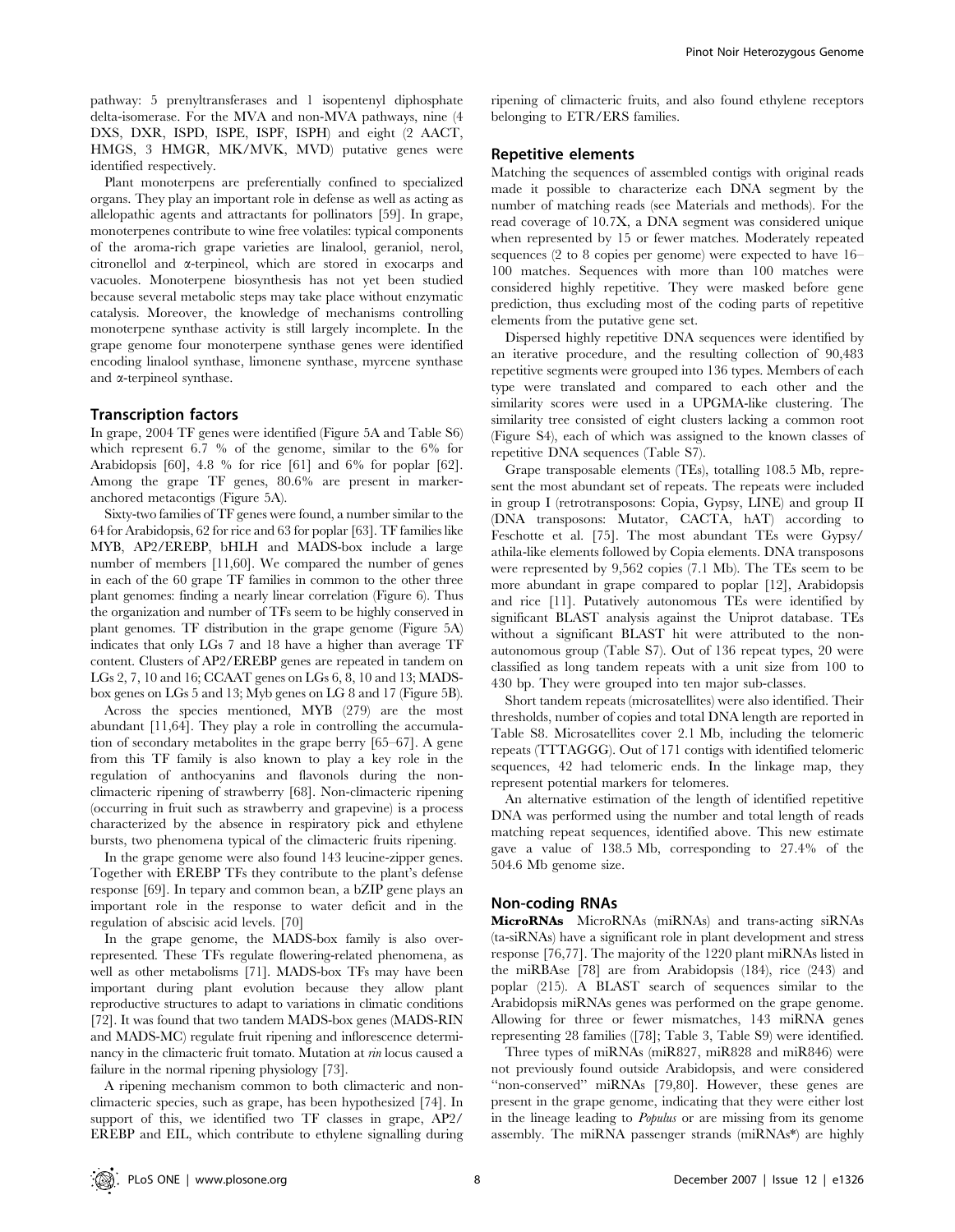pathway: 5 prenyltransferases and 1 isopentenyl diphosphate delta-isomerase. For the MVA and non-MVA pathways, nine (4 DXS, DXR, ISPD, ISPE, ISPF, ISPH) and eight (2 AACT, HMGS, 3 HMGR, MK/MVK, MVD) putative genes were identified respectively.

Plant monoterpens are preferentially confined to specialized organs. They play an important role in defense as well as acting as allelopathic agents and attractants for pollinators [59]. In grape, monoterpenes contribute to wine free volatiles: typical components of the aroma-rich grape varieties are linalool, geraniol, nerol, citronellol and α-terpineol, which are stored in exocarps and vacuoles. Monoterpene biosynthesis has not yet been studied because several metabolic steps may take place without enzymatic catalysis. Moreover, the knowledge of mechanisms controlling monoterpene synthase activity is still largely incomplete. In the grape genome four monoterpene synthase genes were identified encoding linalool synthase, limonene synthase, myrcene synthase and α-terpineol synthase.

## Transcription factors

In grape, 2004 TF genes were identified (Figure 5A and Table S6) which represent 6.7 % of the genome, similar to the 6% for Arabidopsis [60], 4.8 % for rice [61] and 6% for poplar [62]. Among the grape TF genes, 80.6% are present in marker-anchored metacontigs (Figure 5A).

Sixty-two families of TF genes were found, a number similar to the 64 for Arabidopsis, 62 for rice and 63 for poplar [63]. TF families like MYB, AP2/EREBP, bHLH and MADS-box include a large number of members [11,60]. We compared the number of genes in each of the 60 grape TF families in common to the other three plant genomes: finding a nearly linear correlation (Figure 6). Thus the organization and number of TFs seem to be highly conserved in plant genomes. TF distribution in the grape genome (Figure 5A) indicates that only LGs 7 and 18 have a higher than average TF content. Clusters of AP2/EREBP genes are repeated in tandem on LGs 2, 7, 10 and 16; CCAAT genes on LGs 6, 8, 10 and 13; MADS-box genes on LGs 5 and 13; Myb genes on LG 8 and 17 (Figure 5B).

Across the species mentioned, MYB (279) are the most abundant [11,64]. They play a role in controlling the accumulation of secondary metabolites in the grape berry [65–67]. A gene from this TF family is also known to play a key role in the regulation of anthocyanins and flavonols during the non-climacteric ripening of strawberry [68]. Non-climacteric ripening (occurring in fruit such as strawberry and grapevine) is a process characterized by the absence in respiratory pick and ethylene bursts, two phenomena typical of the climacteric fruits ripening.

In the grape genome were also found 143 leucine-zipper genes. Together with EREBP TFs they contribute to the plant's defense response [69]. In tepary and common bean, a bZIP gene plays an important role in the response to water deficit and in the regulation of abscisic acid levels. [70]

In the grape genome, the MADS-box family is also over-represented. These TFs regulate flowering-related phenomena, as well as other metabolisms [71]. MADS-box TFs may have been important during plant evolution because they allow plant reproductive structures to adapt to variations in climatic conditions [72]. It was found that two tandem MADS-box genes (MADS-RIN and MADS-MC) regulate fruit ripening and inflorescence determinancy in the climacteric fruit tomato. Mutation at *rin* locus caused a failure in the normal ripening physiology [73].

A ripening mechanism common to both climacteric and non-climacteric species, such as grape, has been hypothesized [74]. In support of this, we identified two TF classes in grape, AP2/EREBP and EIL, which contribute to ethylene signalling during ripening of climacteric fruits, and also found ethylene receptors belonging to ETR/ERS families.

## Repetitive elements

Matching the sequences of assembled contigs with original reads made it possible to characterize each DNA segment by the number of matching reads (see Materials and methods). For the read coverage of 10.7X, a DNA segment was considered unique when represented by 15 or fewer matches. Moderately repeated sequences (2 to 8 copies per genome) were expected to have 16–100 matches. Sequences with more than 100 matches were considered highly repetitive. They were masked before gene prediction, thus excluding most of the coding parts of repetitive elements from the putative gene set.

Dispersed highly repetitive DNA sequences were identified by an iterative procedure, and the resulting collection of 90,483 repetitive segments were grouped into 136 types. Members of each type were translated and compared to each other and the similarity scores were used in a UPGMA-like clustering. The similarity tree consisted of eight clusters lacking a common root (Figure S4), each of which was assigned to the known classes of repetitive DNA sequences (Table S7).

Grape transposable elements (TEs), totalling 108.5 Mb, represent the most abundant set of repeats. The repeats were included in group I (retrotransposons: Copia, Gypsy, LINE) and group II (DNA transposons: Mutator, CACTA, hAT) according to Feschotte et al. [75]. The most abundant TEs were Gypsy/athila-like elements followed by Copia elements. DNA transposons were represented by 9,562 copies (7.1 Mb). The TEs seem to be more abundant in grape compared to poplar [12], Arabidopsis and rice [11]. Putatively autonomous TEs were identified by significant BLAST analysis against the Uniprot database. TEs without a significant BLAST hit were attributed to the non-autonomous group (Table S7). Out of 136 repeat types, 20 were classified as long tandem repeats with a unit size from 100 to 430 bp. They were grouped into ten major sub-classes.

Short tandem repeats (microsatellites) were also identified. Their thresholds, number of copies and total DNA length are reported in Table S8. Microsatellites cover 2.1 Mb, including the telomeric repeats (TTTAGGG). Out of 171 contigs with identified telomeric sequences, 42 had telomeric ends. In the linkage map, they represent potential markers for telomeres.

An alternative estimation of the length of identified repetitive DNA was performed using the number and total length of reads matching repeat sequences, identified above. This new estimate gave a value of 138.5 Mb, corresponding to 27.4% of the 504.6 Mb genome size.

## Non-coding RNAs

**MicroRNAs** MicroRNAs (miRNAs) and trans-acting siRNAs (ta-siRNAs) have a significant role in plant development and stress response [76,77]. The majority of the 1220 plant miRNAs listed in the miRBAse [78] are from Arabidopsis (184), rice (243) and poplar (215). A BLAST search of sequences similar to the Arabidopsis miRNAs genes was performed on the grape genome. Allowing for three or fewer mismatches, 143 miRNA genes representing 28 families ([78]; Table 3, Table S9) were identified.

Three types of miRNAs (miR827, miR828 and miR846) were not previously found outside Arabidopsis, and were considered "non-conserved" miRNAs [79,80]. However, these genes are present in the grape genome, indicating that they were either lost in the lineage leading to *Populus* or are missing from its genome assembly. The miRNA passenger strands (miRNAs*) are highly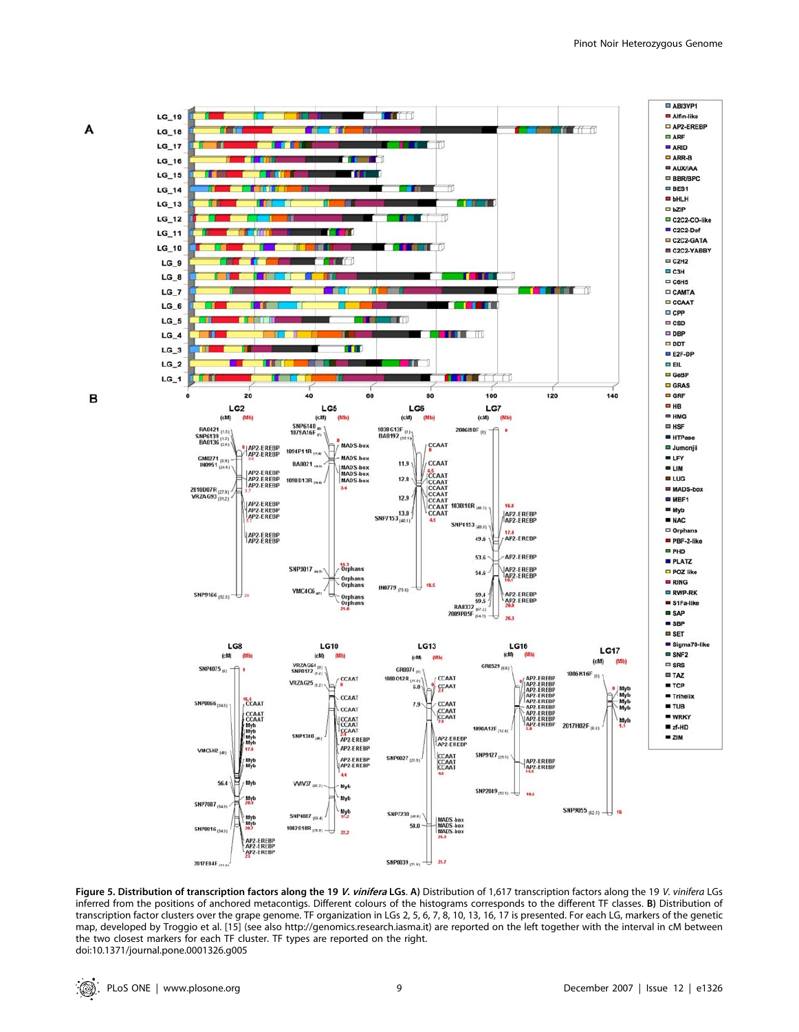**Figure 5. Distribution of transcription factors along the 19 *V. vinifera* LGs. A)** Distribution of 1,617 transcription factors along the 19 *V. vinifera* LGs inferred from the positions of anchored metacontigs. Different colours of the histograms corresponds to the different TF classes. **B)** Distribution of transcription factor clusters over the grape genome. TF organization in LGs 2, 5, 6, 7, 8, 10, 13, 16, 17 is presented. For each LG, markers of the genetic map, developed by Troggio et al. [15] (see also http://genomics.research.iasma.it) are reported on the left together with the interval in cM between the two closest markers for each TF cluster. TF types are reported on the right.
doi:10.1371/journal.pone.0001326.g005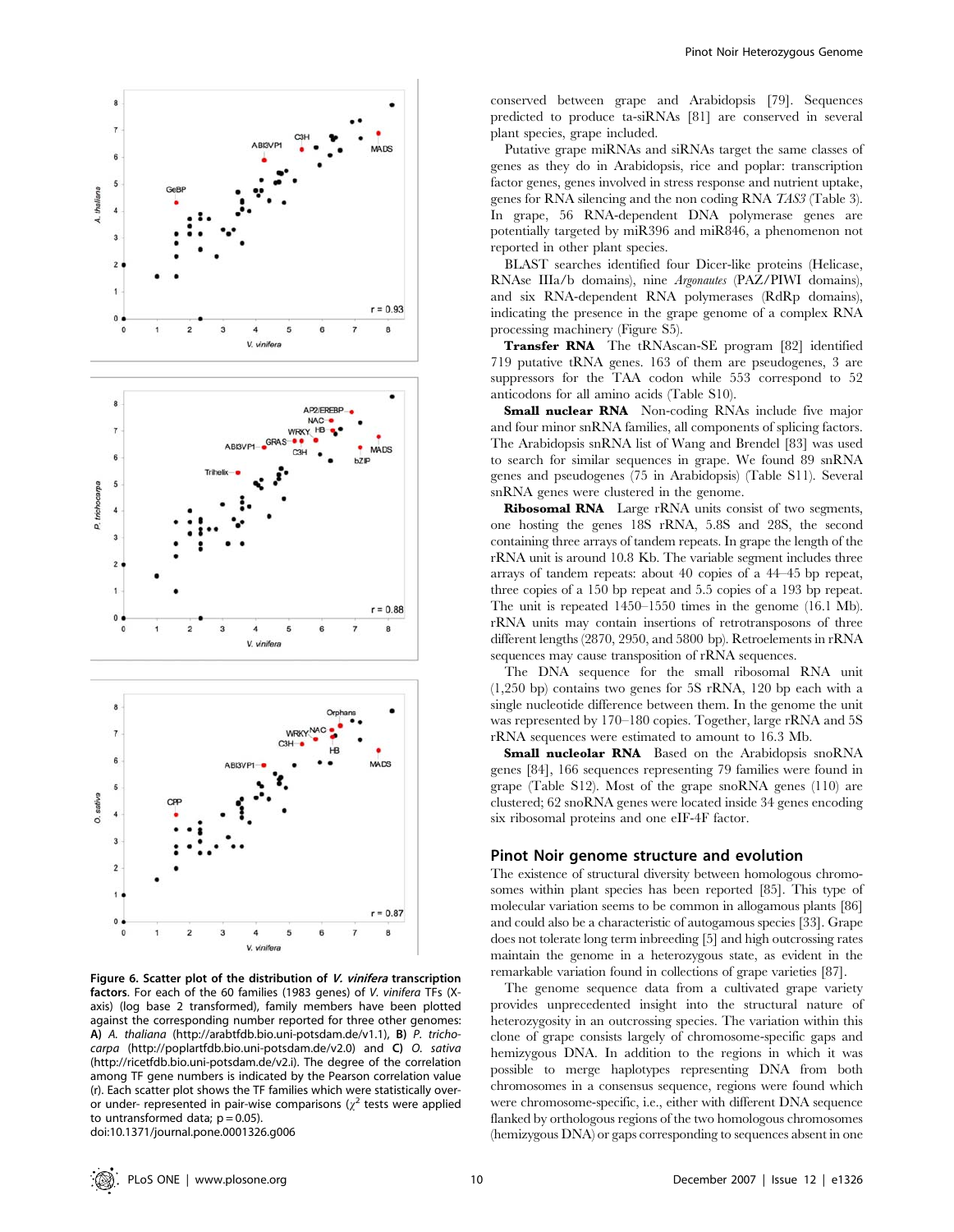**Figure 6. Scatter plot of the distribution of *V. vinifera* transcription factors.** For each of the 60 families (1983 genes) of *V. vinifera* TFs (X-axis) (log base 2 transformed), family members have been plotted against the corresponding number reported for three other genomes: **A)** *A. thaliana* (http://arabtfdb.bio.uni-potsdam.de/v1.1), **B)** *P. trichocarpa* (http://poplartfdb.bio.uni-potsdam.de/v2.0) and **C)** *O. sativa* (http://ricetfdb.bio.uni-potsdam.de/v2.i). The degree of the correlation among TF gene numbers is indicated by the Pearson correlation value (r). Each scatter plot shows the TF families which were statistically over- or under- represented in pair-wise comparisons ($\chi^2$ tests were applied to untransformed data; $p = 0.05$).
doi:10.1371/journal.pone.0001326.g006

conserved between grape and Arabidopsis [79]. Sequences predicted to produce ta-siRNAs [81] are conserved in several plant species, grape included.

Putative grape miRNAs and siRNAs target the same classes of genes as they do in Arabidopsis, rice and poplar: transcription factor genes, genes involved in stress response and nutrient uptake, genes for RNA silencing and the non coding RNA *TAS3* (Table 3). In grape, 56 RNA-dependent DNA polymerase genes are potentially targeted by miR396 and miR846, a phenomenon not reported in other plant species.

BLAST searches identified four Dicer-like proteins (Helicase, RNAse IIIa/b domains), nine *Argonautes* (PAZ/PIWI domains), and six RNA-dependent RNA polymerases (RdRp domains), indicating the presence in the grape genome of a complex RNA processing machinery (Figure S5).

**Transfer RNA** The tRNAscan-SE program [82] identified 719 putative tRNA genes. 163 of them are pseudogenes, 3 are suppressors for the TAA codon while 553 correspond to 52 anticodons for all amino acids (Table S10).

**Small nuclear RNA** Non-coding RNAs include five major and four minor snRNA families, all components of splicing factors. The Arabidopsis snRNA list of Wang and Brendel [83] was used to search for similar sequences in grape. We found 89 snRNA genes and pseudogenes (75 in Arabidopsis) (Table S11). Several snRNA genes were clustered in the genome.

**Ribosomal RNA** Large rRNA units consist of two segments, one hosting the genes 18S rRNA, 5.8S and 28S, the second containing three arrays of tandem repeats. In grape the length of the rRNA unit is around 10.8 Kb. The variable segment includes three arrays of tandem repeats: about 40 copies of a 44–45 bp repeat, three copies of a 150 bp repeat and 5.5 copies of a 193 bp repeat. The unit is repeated 1450–1550 times in the genome (16.1 Mb). rRNA units may contain insertions of retrotransposons of three different lengths (2870, 2950, and 5800 bp). Retroelements in rRNA sequences may cause transposition of rRNA sequences.

The DNA sequence for the small ribosomal RNA unit (1,250 bp) contains two genes for 5S rRNA, 120 bp each with a single nucleotide difference between them. In the genome the unit was represented by 170–180 copies. Together, large rRNA and 5S rRNA sequences were estimated to amount to 16.3 Mb.

**Small nucleolar RNA** Based on the Arabidopsis snoRNA genes [84], 166 sequences representing 79 families were found in grape (Table S12). Most of the grape snoRNA genes (110) are clustered; 62 snoRNA genes were located inside 34 genes encoding six ribosomal proteins and one eIF-4F factor.

## Pinot Noir genome structure and evolution

The existence of structural diversity between homologous chromosomes within plant species has been reported [85]. This type of molecular variation seems to be common in allogamous plants [86] and could also be a characteristic of autogamous species [33]. Grape does not tolerate long term inbreeding [5] and high outcrossing rates maintain the genome in a heterozygous state, as evident in the remarkable variation found in collections of grape varieties [87].

The genome sequence data from a cultivated grape variety provides unprecedented insight into the structural nature of heterozygosity in an outcrossing species. The variation within this clone of grape consists largely of chromosome-specific gaps and hemizygous DNA. In addition to the regions in which it was possible to merge haplotypes representing DNA from both chromosomes in a consensus sequence, regions were found which were chromosome-specific, i.e., either with different DNA sequence flanked by orthologous regions of the two homologous chromosomes (hemizygous DNA) or gaps corresponding to sequences absent in one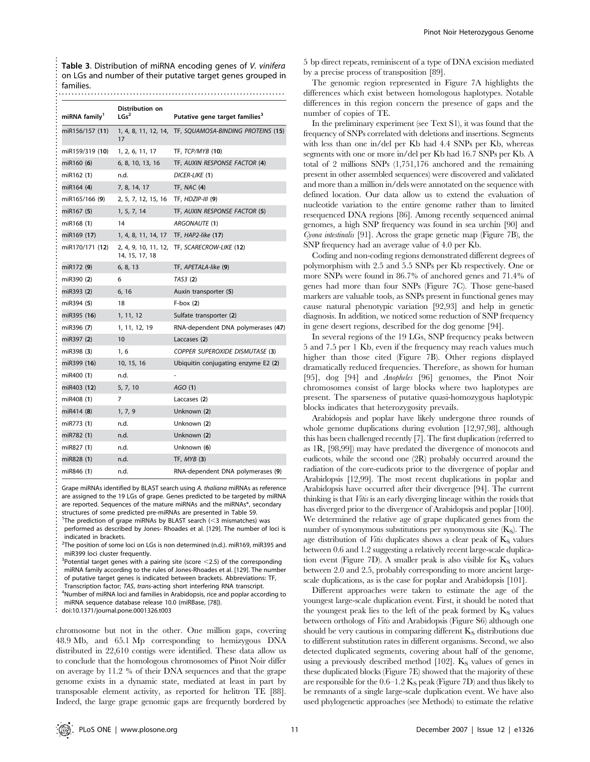**Table 3.** Distribution of miRNA encoding genes of *V. vinifera* on LGs and number of their putative target genes grouped in families.

| miRNA family[1] | Distribution on LGs[2] | Putative gene target families[3] |
|---|---|---|
| miR156/157 (**11**) | 1, 4, 8, 11, 12, 14, 17 | TF, *SQUAMOSA-BINDING PROTEINS* (**15**) |
| miR159/319 (**10**) | 1, 2, 6, 11, 17 | TF, *TCP/MYB* (**10**) |
| miR160 (**6**) | 6, 8, 10, 13, 16 | TF, *AUXIN RESPONSE FACTOR* (**4**) |
| miR162 (**1**) | n.d. | *DICER-LIKE* (**1**) |
| miR164 (**4**) | 7, 8, 14, 17 | TF, *NAC* (**4**) |
| miR165/166 (**9**) | 2, 5, 7, 12, 15, 16 | TF, *HDZIP-III* (**9**) |
| miR167 (**5**) | 1, 5, 7, 14 | TF, *AUXIN RESPONSE FACTOR* (**5**) |
| miR168 (**1**) | 14 | *ARGONAUTE* (**1**) |
| miR169 (**17**) | 1, 4, 8, 11, 14, 17 | TF, *HAP2-like* (**17**) |
| miR170/171 (**12**) | 2, 4, 9, 10, 11, 12, 14, 15, 17, 18 | TF, *SCARECROW-LIKE* (**12**) |
| miR172 (**9**) | 6, 8, 13 | TF, *APETALA-like* (**9**) |
| miR390 (**2**) | 6 | *TAS3* (**2**) |
| miR393 (**2**) | 6, 16 | Auxin transporter (**5**) |
| miR394 (**5**) | 18 | F-box (**2**) |
| miR395 (**16**) | 1, 11, 12 | Sulfate transporter (**2**) |
| miR396 (**7**) | 1, 11, 12, 19 | RNA-dependent DNA polymerases (**47**) |
| miR397 (**2**) | 10 | Laccases (**2**) |
| miR398 (**3**) | 1, 6 | *COPPER SUPEROXIDE DISMUTASE* (**3**) |
| miR399 (**16**) | 10, 15, 16 | Ubiquitin conjugating enzyme E2 (**2**) |
| miR400 (**1**) | n.d. | - |
| miR403 (**12**) | 5, 7, 10 | *AGO* (**1**) |
| miR408 (**1**) | 7 | Laccases (**2**) |
| miR414 (**8**) | 1, 7, 9 | Unknown (**2**) |
| miR773 (**1**) | n.d. | Unknown (**2**) |
| miR782 (**1**) | n.d. | Unknown (**2**) |
| miR827 (**1**) | n.d. | Unknown (**6**) |
| miR828 (**1**) | n.d. | TF, *MYB* (**3**) |
| miR846 (**1**) | n.d. | RNA-dependent DNA polymerases (**9**) |

Grape miRNAs identified by BLAST search using *A. thaliana* miRNAs as reference are assigned to the 19 LGs of grape. Genes predicted to be targeted by miRNA are reported. Sequences of the mature miRNAs and the miRNAs*, secondary structures of some predicted pre-miRNAs are presented in Table S9.
[1]The prediction of grape miRNAs by BLAST search (<3 mismatches) was performed as described by Jones- Rhoades et al. [129]. The number of loci is indicated in brackets.
[2]The position of some loci on LGs is non determined (n.d.). miR169, miR395 and miR399 loci cluster frequently.
[3]Potential target genes with a pairing site (score <2.5) of the corresponding miRNA family according to the rules of Jones-Rhoades et al. [129]. The number of putative target genes is indicated between brackets. Abbreviations: TF, Transcription factor; TAS, *trans*-acting short interfering RNA transcript.
[4]Number of miRNA loci and families in Arabidopsis, rice and poplar according to miRNA sequence database release 10.0 (miRBase, [78]).
doi:10.1371/journal.pone.0001326.t003

chromosome but not in the other. One million gaps, covering 48.9 Mb, and 65.1 Mp corresponding to hemizygous DNA distributed in 22,610 contigs were identified. These data allow us to conclude that the homologous chromosomes of Pinot Noir differ on average by 11.2 % of their DNA sequences and that the grape genome exists in a dynamic state, mediated at least in part by transposable element activity, as reported for helitron TE [88]. Indeed, the large grape genomic gaps are frequently bordered by 5 bp direct repeats, reminiscent of a type of DNA excision mediated by a precise process of transposition [89].

The genomic region represented in Figure 7A highlights the differences which exist between homologous haplotypes. Notable differences in this region concern the presence of gaps and the number of copies of TE.

In the preliminary experiment (see Text S1), it was found that the frequency of SNPs correlated with deletions and insertions. Segments with less than one in/del per Kb had 4.4 SNPs per Kb, whereas segments with one or more in/del per Kb had 16.7 SNPs per Kb. A total of 2 millions SNPs (1,751,176 anchored and the remaining present in other assembled sequences) were discovered and validated and more than a million in/dels were annotated on the sequence with defined location. Our data allow us to extend the evaluation of nucleotide variation to the entire genome rather than to limited resequenced DNA regions [86]. Among recently sequenced animal genomes, a high SNP frequency was found in sea urchin [90] and *Cyona intestinalis* [91]. Across the grape genetic map (Figure 7B), the SNP frequency had an average value of 4.0 per Kb.

Coding and non-coding regions demonstrated different degrees of polymorphism with 2.5 and 5.5 SNPs per Kb respectively. One or more SNPs were found in 86.7% of anchored genes and 71.4% of genes had more than four SNPs (Figure 7C). Those gene-based markers are valuable tools, as SNPs present in functional genes may cause natural phenotypic variation [92,93] and help in genetic diagnosis. In addition, we noticed some reduction of SNP frequency in gene desert regions, described for the dog genome [94].

In several regions of the 19 LGs, SNP frequency peaks between 5 and 7.5 per 1 Kb, even if the frequency may reach values much higher than those cited (Figure 7B). Other regions displayed dramatically reduced frequencies. Therefore, as shown for human [95], dog [94] and *Anopheles* [96] genomes, the Pinot Noir chromosomes consist of large blocks where two haplotypes are present. The sparseness of putative quasi-homozygous haplotypic blocks indicates that heterozygosity prevails.

Arabidopsis and poplar have likely undergone three rounds of whole genome duplications during evolution [12,97,98], although this has been challenged recently [7]. The first duplication (referred to as 1R, [98,99]) may have predated the divergence of monocots and eudicots, while the second one (2R) probably occurred around the radiation of the core-eudicots prior to the divergence of poplar and Arabidopsis [12,99]. The most recent duplications in poplar and Arabidopsis have occurred after their divergence [94]. The current thinking is that *Vitis* is an early diverging lineage within the rosids that has diverged prior to the divergence of Arabidopsis and poplar [100]. We determined the relative age of grape duplicated genes from the number of synonymous substitutions per synonymous site ($K_S$). The age distribution of *Vitis* duplicates shows a clear peak of $K_S$ values between 0.6 and 1.2 suggesting a relatively recent large-scale duplication event (Figure 7D). A smaller peak is also visible for $K_S$ values between 2.0 and 2.5, probably corresponding to more ancient large-scale duplications, as is the case for poplar and Arabidopsis [101].

Different approaches were taken to estimate the age of the youngest large-scale duplication event. First, it should be noted that the youngest peak lies to the left of the peak formed by $K_S$ values between orthologs of *Vitis* and Arabidopsis (Figure S6) although one should be very cautious in comparing different $K_S$ distributions due to different substitution rates in different organisms. Second, we also detected duplicated segments, covering about half of the genome, using a previously described method [102]. $K_S$ values of genes in these duplicated blocks (Figure 7E) showed that the majority of these are responsible for the 0.6–1.2 $K_S$ peak (Figure 7D) and thus likely to be remnants of a single large-scale duplication event. We have also used phylogenetic approaches (see Methods) to estimate the relative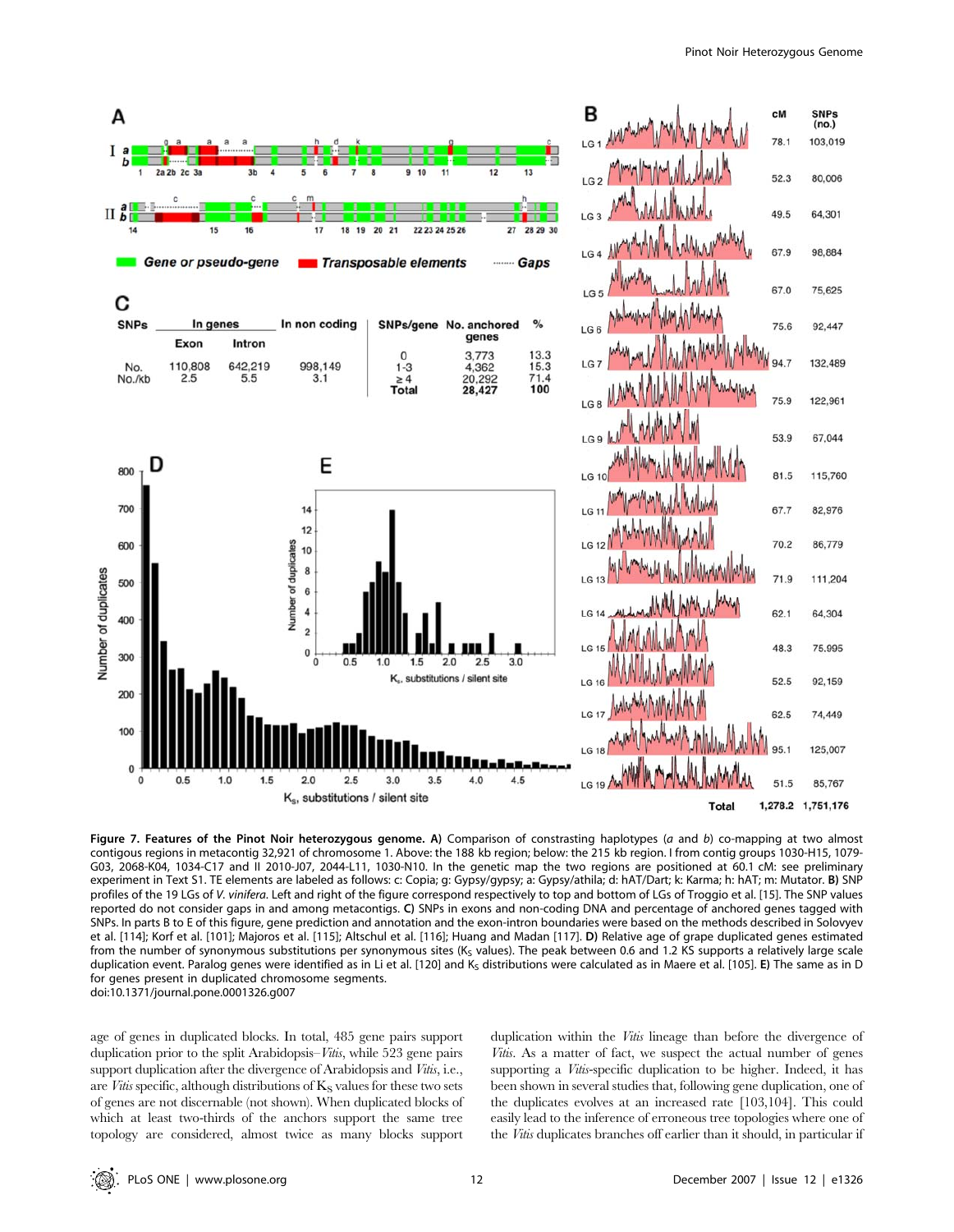**Figure 7. Features of the Pinot Noir heterozygous genome. A)** Comparison of constrasting haplotypes (*a* and *b*) co-mapping at two almost contigous regions in metacontig 32,921 of chromosome 1. Above: the 188 kb region; below: the 215 kb region. I from contig groups 1030-H15, 1079-G03, 2068-K04, 1034-C17 and II 2010-J07, 2044-L11, 1030-N10. In the genetic map the two regions are positioned at 60.1 cM: see preliminary experiment in Text S1. TE elements are labeled as follows: c: Copia; g: Gypsy/gypsy; a: Gypsy/athila; d: hAT/Dart; k: Karma; h: hAT; m: Mutator. **B)** SNP profiles of the 19 LGs of *V. vinifera*. Left and right of the figure correspond respectively to top and bottom of LGs of Troggio et al. [15]. The SNP values reported do not consider gaps in and among metacontigs. **C)** SNPs in exons and non-coding DNA and percentage of anchored genes tagged with SNPs. In parts B to E of this figure, gene prediction and annotation and the exon-intron boundaries were based on the methods described in Solovyev et al. [114]; Korf et al. [101]; Majoros et al. [115]; Altschul et al. [116]; Huang and Madan [117]. **D)** Relative age of grape duplicated genes estimated from the number of synonymous substitutions per synonymous sites ($K_S$ values). The peak between 0.6 and 1.2 KS supports a relatively large scale duplication event. Paralog genes were identified as in Li et al. [120] and $K_S$ distributions were calculated as in Maere et al. [105]. **E)** The same as in D for genes present in duplicated chromosome segments.
doi:10.1371/journal.pone.0001326.g007

age of genes in duplicated blocks. In total, 485 gene pairs support duplication prior to the split Arabidopsis–*Vitis*, while 523 gene pairs support duplication after the divergence of Arabidopsis and *Vitis*, i.e., are *Vitis* specific, although distributions of $K_S$ values for these two sets of genes are not discernable (not shown). When duplicated blocks of which at least two-thirds of the anchors support the same tree topology are considered, almost twice as many blocks support duplication within the *Vitis* lineage than before the divergence of *Vitis*. As a matter of fact, we suspect the actual number of genes supporting a *Vitis*-specific duplication to be higher. Indeed, it has been shown in several studies that, following gene duplication, one of the duplicates evolves at an increased rate [103,104]. This could easily lead to the inference of erroneous tree topologies where one of the *Vitis* duplicates branches off earlier than it should, in particular if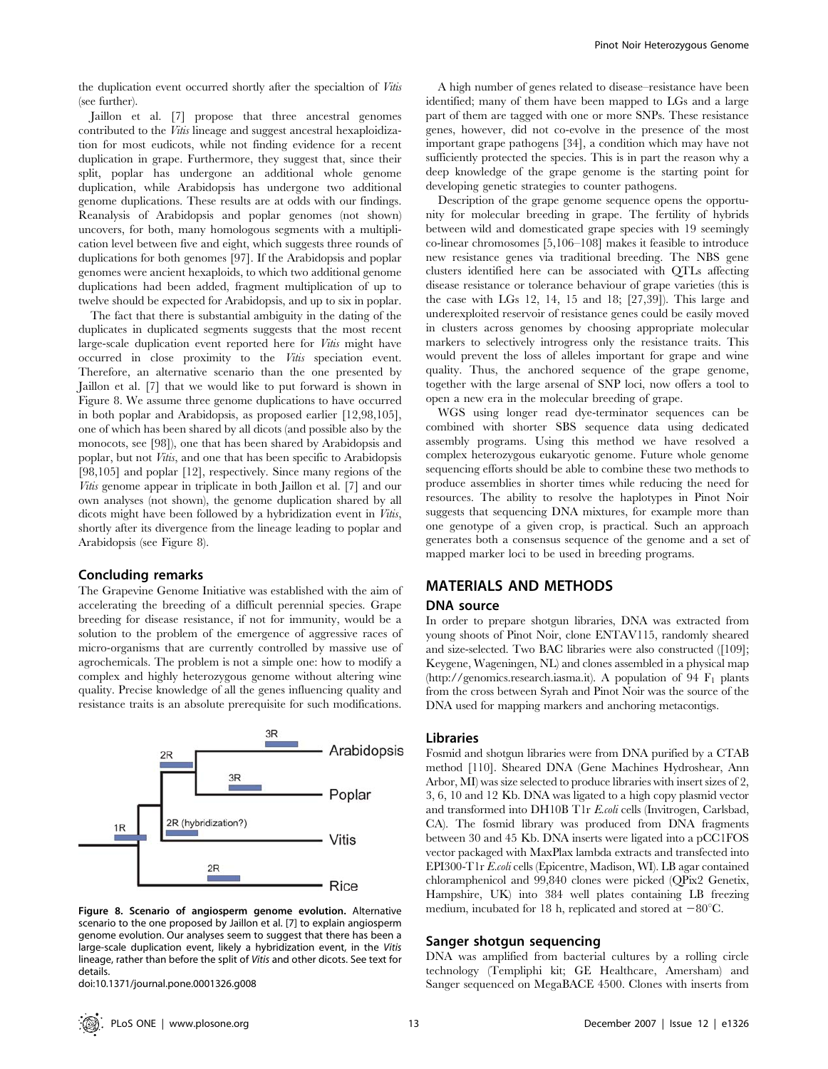the duplication event occurred shortly after the specialtion of *Vitis* (see further).

Jaillon et al. [7] propose that three ancestral genomes contributed to the *Vitis* lineage and suggest ancestral hexaploidization for most eudicots, while not finding evidence for a recent duplication in grape. Furthermore, they suggest that, since their split, poplar has undergone an additional whole genome duplication, while Arabidopsis has undergone two additional genome duplications. These results are at odds with our findings. Reanalysis of Arabidopsis and poplar genomes (not shown) uncovers, for both, many homologous segments with a multiplication level between five and eight, which suggests three rounds of duplications for both genomes [97]. If the Arabidopsis and poplar genomes were ancient hexaploids, to which two additional genome duplications had been added, fragment multiplication of up to twelve should be expected for Arabidopsis, and up to six in poplar.

The fact that there is substantial ambiguity in the dating of the duplicates in duplicated segments suggests that the most recent large-scale duplication event reported here for *Vitis* might have occurred in close proximity to the *Vitis* speciation event. Therefore, an alternative scenario than the one presented by Jaillon et al. [7] that we would like to put forward is shown in Figure 8. We assume three genome duplications to have occurred in both poplar and Arabidopsis, as proposed earlier [12,98,105], one of which has been shared by all dicots (and possible also by the monocots, see [98]), one that has been shared by Arabidopsis and poplar, but not *Vitis*, and one that has been specific to Arabidopsis [98,105] and poplar [12], respectively. Since many regions of the *Vitis* genome appear in triplicate in both Jaillon et al. [7] and our own analyses (not shown), the genome duplication shared by all dicots might have been followed by a hybridization event in *Vitis*, shortly after its divergence from the lineage leading to poplar and Arabidopsis (see Figure 8).

## Concluding remarks

The Grapevine Genome Initiative was established with the aim of accelerating the breeding of a difficult perennial species. Grape breeding for disease resistance, if not for immunity, would be a solution to the problem of the emergence of aggressive races of micro-organisms that are currently controlled by massive use of agrochemicals. The problem is not a simple one: how to modify a complex and highly heterozygous genome without altering wine quality. Precise knowledge of all the genes influencing quality and resistance traits is an absolute prerequisite for such modifications.

1R
2R
3R
3R
2R (hybridization?)
2R
Arabidopsis
Poplar
Vitis
Rice

**Figure 8. Scenario of angiosperm genome evolution.** Alternative scenario to the one proposed by Jaillon et al. [7] to explain angiosperm genome evolution. Our analyses seem to suggest that there has been a large-scale duplication event, likely a hybridization event, in the *Vitis* lineage, rather than before the split of *Vitis* and other dicots. See text for details.
doi:10.1371/journal.pone.0001326.g008

A high number of genes related to disease–resistance have been identified; many of them have been mapped to LGs and a large part of them are tagged with one or more SNPs. These resistance genes, however, did not co-evolve in the presence of the most important grape pathogens [34], a condition which may have not sufficiently protected the species. This is in part the reason why a deep knowledge of the grape genome is the starting point for developing genetic strategies to counter pathogens.

Description of the grape genome sequence opens the opportunity for molecular breeding in grape. The fertility of hybrids between wild and domesticated grape species with 19 seemingly co-linear chromosomes [5,106–108] makes it feasible to introduce new resistance genes via traditional breeding. The NBS gene clusters identified here can be associated with QTLs affecting disease resistance or tolerance behaviour of grape varieties (this is the case with LGs 12, 14, 15 and 18; [27,39]). This large and underexploited reservoir of resistance genes could be easily moved in clusters across genomes by choosing appropriate molecular markers to selectively introgress only the resistance traits. This would prevent the loss of alleles important for grape and wine quality. Thus, the anchored sequence of the grape genome, together with the large arsenal of SNP loci, now offers a tool to open a new era in the molecular breeding of grape.

WGS using longer read dye-terminator sequences can be combined with shorter SBS sequence data using dedicated assembly programs. Using this method we have resolved a complex heterozygous eukaryotic genome. Future whole genome sequencing efforts should be able to combine these two methods to produce assemblies in shorter times while reducing the need for resources. The ability to resolve the haplotypes in Pinot Noir suggests that sequencing DNA mixtures, for example more than one genotype of a given crop, is practical. Such an approach generates both a consensus sequence of the genome and a set of mapped marker loci to be used in breeding programs.

# MATERIALS AND METHODS

## DNA source

In order to prepare shotgun libraries, DNA was extracted from young shoots of Pinot Noir, clone ENTAV115, randomly sheared and size-selected. Two BAC libraries were also constructed ([109]; Keygene, Wageningen, NL) and clones assembled in a physical map (http://genomics.research.iasma.it). A population of 94 $F_1$ plants from the cross between Syrah and Pinot Noir was the source of the DNA used for mapping markers and anchoring metacontigs.

## Libraries

Fosmid and shotgun libraries were from DNA purified by a CTAB method [110]. Sheared DNA (Gene Machines Hydroshear, Ann Arbor, MI) was size selected to produce libraries with insert sizes of 2, 3, 6, 10 and 12 Kb. DNA was ligated to a high copy plasmid vector and transformed into DH10B T1r *E.coli* cells (Invitrogen, Carlsbad, CA). The fosmid library was produced from DNA fragments between 30 and 45 Kb. DNA inserts were ligated into a pCC1FOS vector packaged with MaxPlax lambda extracts and transfected into EPI300-T1r *E.coli* cells (Epicentre, Madison, WI). LB agar contained chloramphenicol and 99,840 clones were picked (QPix2 Genetix, Hampshire, UK) into 384 well plates containing LB freezing medium, incubated for 18 h, replicated and stored at $-80^{\circ}$C.

## Sanger shotgun sequencing

DNA was amplified from bacterial cultures by a rolling circle technology (Templiphi kit; GE Healthcare, Amersham) and Sanger sequenced on MegaBACE 4500. Clones with inserts from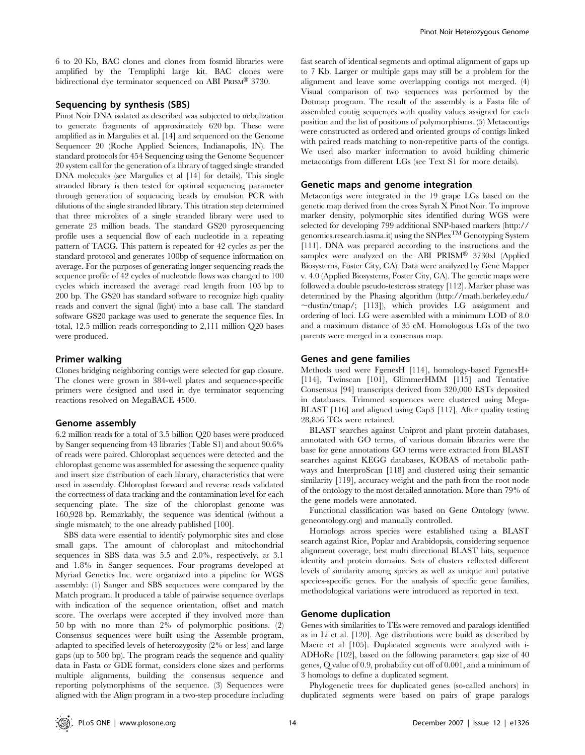6 to 20 Kb, BAC clones and clones from fosmid libraries were amplified by the Templiphi large kit. BAC clones were bidirectional dye terminator sequenced on ABI PRISM® 3730.

### Sequencing by synthesis (SBS)

Pinot Noir DNA isolated as described was subjected to nebulization to generate fragments of approximately 620 bp. These were amplified as in Margulies et al. [14] and sequenced on the Genome Sequencer 20 (Roche Applied Sciences, Indianapolis, IN). The standard protocols for 454 Sequencing using the Genome Sequencer 20 system call for the generation of a library of tagged single stranded DNA molecules (see Margulies et al [14] for details). This single stranded library is then tested for optimal sequencing parameter through generation of sequencing beads by emulsion PCR with dilutions of the single stranded library. This titration step determined that three microlites of a single stranded library were used to generate 23 million beads. The standard GS20 pyrosequencing profile uses a sequencial flow of each nucleotide in a repeating pattern of TACG. This pattern is repeated for 42 cycles as per the standard protocol and generates 100bp of sequence information on average. For the purposes of generating longer sequencing reads the sequence profile of 42 cycles of nucleotide flows was changed to 100 cycles which increased the average read length from 105 bp to 200 bp. The GS20 has standard software to recognize high quality reads and convert the signal (light) into a base call. The standard software GS20 package was used to generate the sequence files. In total, 12.5 million reads corresponding to 2,111 million Q20 bases were produced.

### Primer walking

Clones bridging neighboring contigs were selected for gap closure. The clones were grown in 384-well plates and sequence-specific primers were designed and used in dye terminator sequencing reactions resolved on MegaBACE 4500.

### Genome assembly

6.2 million reads for a total of 3.5 billion Q20 bases were produced by Sanger sequencing from 43 libraries (Table S1) and about 90.6% of reads were paired. Chloroplast sequences were detected and the chloroplast genome was assembled for assessing the sequence quality and insert size distribution of each library, characteristics that were used in assembly. Chloroplast forward and reverse reads validated the correctness of data tracking and the contamination level for each sequencing plate. The size of the chloroplast genome was 160,928 bp. Remarkably, the sequence was identical (without a single mismatch) to the one already published [100].

SBS data were essential to identify polymorphic sites and close small gaps. The amount of chloroplast and mitochondrial sequences in SBS data was 5.5 and 2.0%, respectively, *vs* 3.1 and 1.8% in Sanger sequences. Four programs developed at Myriad Genetics Inc. were organized into a pipeline for WGS assembly: (1) Sanger and SBS sequences were compared by the Match program. It produced a table of pairwise sequence overlaps with indication of the sequence orientation, offset and match score. The overlaps were accepted if they involved more than 50 bp with no more than 2% of polymorphic positions. (2) Consensus sequences were built using the Assemble program, adapted to specified levels of heterozygosity (2% or less) and large gaps (up to 500 bp). The program reads the sequence and quality data in Fasta or GDE format, considers clone sizes and performs multiple alignments, building the consensus sequence and reporting polymorphisms of the sequence. (3) Sequences were aligned with the Align program in a two-step procedure including fast search of identical segments and optimal alignment of gaps up to 7 Kb. Larger or multiple gaps may still be a problem for the alignment and leave some overlapping contigs not merged. (4) Visual comparison of two sequences was performed by the Dotmap program. The result of the assembly is a Fasta file of assembled contig sequences with quality values assigned for each position and the list of positions of polymorphisms. (5) Metacontigs were constructed as ordered and oriented groups of contigs linked with paired reads matching to non-repetitive parts of the contigs. We used also marker information to avoid building chimeric metacontigs from different LGs (see Text S1 for more details).

### Genetic maps and genome integration

Metacontigs were integrated in the 19 grape LGs based on the genetic map derived from the cross Syrah X Pinot Noir. To improve marker density, polymorphic sites identified during WGS were selected for developing 799 additional SNP-based markers (http://genomics.research.iasma.it) using the SNPlex™ Genotyping System [111]. DNA was prepared according to the instructions and the samples were analyzed on the ABI PRISM® 3730xl (Applied Biosystems, Foster City, CA). Data were analyzed by Gene Mapper v. 4.0 (Applied Biosystems, Foster City, CA). The genetic maps were followed a double pseudo-testcross strategy [112]. Marker phase was determined by the Phasing algorithm (http://math.berkeley.edu/~dustin/tmap/; [113]), which provides LG assignment and ordering of loci. LG were assembled with a minimum LOD of 8.0 and a maximum distance of 35 cM. Homologous LGs of the two parents were merged in a consensus map.

### Genes and gene families

Methods used were FgenesH [114], homology-based FgenesH+ [114], Twinscan [101], GlimmerHMM [115] and Tentative Consensus [94] transcripts derived from 320,000 ESTs deposited in databases. Trimmed sequences were clustered using Mega-BLAST [116] and aligned using Cap3 [117]. After quality testing 28,856 TCs were retained.

BLAST searches against Uniprot and plant protein databases, annotated with GO terms, of various domain libraries were the base for gene annotations GO terms were extracted from BLAST searches against KEGG databases, KOBAS of metabolic pathways and InterproScan [118] and clustered using their semantic similarity [119], accuracy weight and the path from the root node of the ontology to the most detailed annotation. More than 79% of the gene models were annotated.

Functional classification was based on Gene Ontology (www.geneontology.org) and manually controlled.

Homologs across species were established using a BLAST search against Rice, Poplar and Arabidopsis, considering sequence alignment coverage, best multi directional BLAST hits, sequence identity and protein domains. Sets of clusters reflected different levels of similarity among species as well as unique and putative species-specific genes. For the analysis of specific gene families, methodological variations were introduced as reported in text.

### Genome duplication

Genes with similarities to TEs were removed and paralogs identified as in Li et al. [120]. Age distributions were build as described by Maere et al [105]. Duplicated segments were analyzed with i-ADHoRe [102], based on the following parameters: gap size of 40 genes, Q value of 0.9, probability cut off of 0.001, and a minimum of 3 homologs to define a duplicated segment.

Phylogenetic trees for duplicated genes (so-called anchors) in duplicated segments were based on pairs of grape paralogs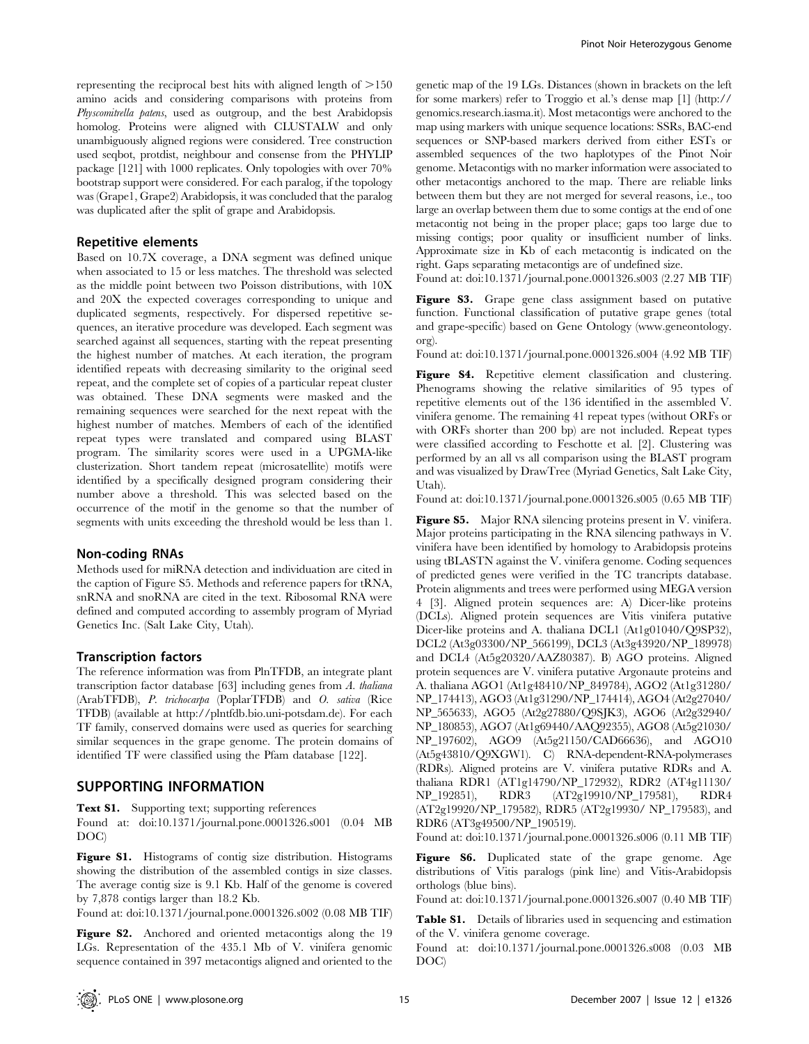representing the reciprocal best hits with aligned length of >150 amino acids and considering comparisons with proteins from *Physcomitrella patens*, used as outgroup, and the best Arabidopsis homolog. Proteins were aligned with CLUSTALW and only unambiguously aligned regions were considered. Tree construction used seqbot, protdist, neighbour and consense from the PHYLIP package [121] with 1000 replicates. Only topologies with over 70% bootstrap support were considered. For each paralog, if the topology was (Grape1, Grape2) Arabidopsis, it was concluded that the paralog was duplicated after the split of grape and Arabidopsis.

### Repetitive elements

Based on 10.7X coverage, a DNA segment was defined unique when associated to 15 or less matches. The threshold was selected as the middle point between two Poisson distributions, with 10X and 20X the expected coverages corresponding to unique and duplicated segments, respectively. For dispersed repetitive sequences, an iterative procedure was developed. Each segment was searched against all sequences, starting with the repeat presenting the highest number of matches. At each iteration, the program identified repeats with decreasing similarity to the original seed repeat, and the complete set of copies of a particular repeat cluster was obtained. These DNA segments were masked and the remaining sequences were searched for the next repeat with the highest number of matches. Members of each of the identified repeat types were translated and compared using BLAST program. The similarity scores were used in a UPGMA-like clusterization. Short tandem repeat (microsatellite) motifs were identified by a specifically designed program considering their number above a threshold. This was selected based on the occurrence of the motif in the genome so that the number of segments with units exceeding the threshold would be less than 1.

### Non-coding RNAs

Methods used for miRNA detection and individuation are cited in the caption of Figure S5. Methods and reference papers for tRNA, snRNA and snoRNA are cited in the text. Ribosomal RNA were defined and computed according to assembly program of Myriad Genetics Inc. (Salt Lake City, Utah).

### Transcription factors

The reference information was from PlnTFDB, an integrate plant transcription factor database [63] including genes from *A. thaliana* (ArabTFDB), *P. trichocarpa* (PoplarTFDB) and *O. sativa* (Rice TFDB) (available at http://plntfdb.bio.uni-potsdam.de). For each TF family, conserved domains were used as queries for searching similar sequences in the grape genome. The protein domains of identified TF were classified using the Pfam database [122].

## SUPPORTING INFORMATION

**Text S1.** Supporting text; supporting references

Found at: doi:10.1371/journal.pone.0001326.s001 (0.04 MB DOC)

**Figure S1.** Histograms of contig size distribution. Histograms showing the distribution of the assembled contigs in size classes. The average contig size is 9.1 Kb. Half of the genome is covered by 7,878 contigs larger than 18.2 Kb.

Found at: doi:10.1371/journal.pone.0001326.s002 (0.08 MB TIF)

**Figure S2.** Anchored and oriented metacontigs along the 19 LGs. Representation of the 435.1 Mb of V. vinifera genomic sequence contained in 397 metacontigs aligned and oriented to the genetic map of the 19 LGs. Distances (shown in brackets on the left for some markers) refer to Troggio et al.'s dense map [1] (http://genomics.research.iasma.it). Most metacontigs were anchored to the map using markers with unique sequence locations: SSRs, BAC-end sequences or SNP-based markers derived from either ESTs or assembled sequences of the two haplotypes of the Pinot Noir genome. Metacontigs with no marker information were associated to other metacontigs anchored to the map. There are reliable links between them but they are not merged for several reasons, i.e., too large an overlap between them due to some contigs at the end of one metacontig not being in the proper place; gaps too large due to missing contigs; poor quality or insufficient number of links. Approximate size in Kb of each metacontig is indicated on the right. Gaps separating metacontigs are of undefined size.

Found at: doi:10.1371/journal.pone.0001326.s003 (2.27 MB TIF)

**Figure S3.** Grape gene class assignment based on putative function. Functional classification of putative grape genes (total and grape-specific) based on Gene Ontology (www.geneontology.org).

Found at: doi:10.1371/journal.pone.0001326.s004 (4.92 MB TIF)

**Figure S4.** Repetitive element classification and clustering. Phenograms showing the relative similarities of 95 types of repetitive elements out of the 136 identified in the assembled V. vinifera genome. The remaining 41 repeat types (without ORFs or with ORFs shorter than 200 bp) are not included. Repeat types were classified according to Feschotte et al. [2]. Clustering was performed by an all vs all comparison using the BLAST program and was visualized by DrawTree (Myriad Genetics, Salt Lake City, Utah).

Found at: doi:10.1371/journal.pone.0001326.s005 (0.65 MB TIF)

**Figure S5.** Major RNA silencing proteins present in V. vinifera. Major proteins participating in the RNA silencing pathways in V. vinifera have been identified by homology to Arabidopsis proteins using tBLASTN against the V. vinifera genome. Coding sequences of predicted genes were verified in the TC trancripts database. Protein alignments and trees were performed using MEGA version 4 [3]. Aligned protein sequences are: A) Dicer-like proteins (DCLs). Aligned protein sequences are Vitis vinifera putative Dicer-like proteins and A. thaliana DCL1 (At1g01040/Q9SP32), DCL2 (At3g03300/NP_566199), DCL3 (At3g43920/NP_189978) and DCL4 (At5g20320/AAZ80387). B) AGO proteins. Aligned protein sequences are V. vinifera putative Argonaute proteins and A. thaliana AGO1 (At1g48410/NP_849784), AGO2 (At1g31280/NP_174413), AGO3 (At1g31290/NP_174414), AGO4 (At2g27040/NP_565633), AGO5 (At2g27880/Q9SJK3), AGO6 (At2g32940/NP_180853), AGO7 (At1g69440/AAQ92355), AGO8 (At5g21030/NP_197602), AGO9 (At5g21150/CAD66636), and AGO10 (At5g43810/Q9XGW1). C) RNA-dependent-RNA-polymerases (RDRs). Aligned proteins are V. vinifera putative RDRs and A. thaliana RDR1 (AT1g14790/NP_172932), RDR2 (AT4g11130/NP_192851), RDR3 (AT2g19910/NP_179581), RDR4 (AT2g19920/NP_179582), RDR5 (AT2g19930/ NP_179583), and RDR6 (AT3g49500/NP_190519).

Found at: doi:10.1371/journal.pone.0001326.s006 (0.11 MB TIF)

**Figure S6.** Duplicated state of the grape genome. Age distributions of Vitis paralogs (pink line) and Vitis-Arabidopsis orthologs (blue bins).

Found at: doi:10.1371/journal.pone.0001326.s007 (0.40 MB TIF)

**Table S1.** Details of libraries used in sequencing and estimation of the V. vinifera genome coverage.

Found at: doi:10.1371/journal.pone.0001326.s008 (0.03 MB DOC)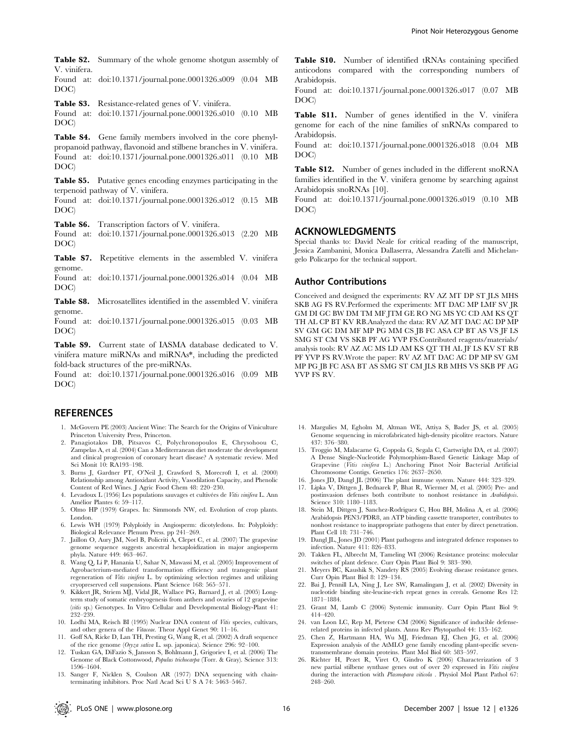**Table S2.** Summary of the whole genome shotgun assembly of V. vinifera.

Found at: doi:10.1371/journal.pone.0001326.s009 (0.04 MB DOC)

**Table S3.** Resistance-related genes of V. vinifera.

Found at: doi:10.1371/journal.pone.0001326.s010 (0.10 MB DOC)

**Table S4.** Gene family members involved in the core phenylpropanoid pathway, flavonoid and stilbene branches in V. vinifera.

Found at: doi:10.1371/journal.pone.0001326.s011 (0.10 MB DOC)

**Table S5.** Putative genes encoding enzymes participating in the terpenoid pathway of V. vinifera.

Found at: doi:10.1371/journal.pone.0001326.s012 (0.15 MB DOC)

**Table S6.** Transcription factors of V. vinifera.

Found at: doi:10.1371/journal.pone.0001326.s013 (2.20 MB DOC)

**Table S7.** Repetitive elements in the assembled V. vinifera genome.

Found at: doi:10.1371/journal.pone.0001326.s014 (0.04 MB DOC)

**Table S8.** Microsatellites identified in the assembled V. vinifera genome.

Found at: doi:10.1371/journal.pone.0001326.s015 (0.03 MB DOC)

**Table S9.** Current state of IASMA database dedicated to V. vinifera mature miRNAs and miRNAs*, including the predicted fold-back structures of the pre-miRNAs.

Found at: doi:10.1371/journal.pone.0001326.s016 (0.09 MB DOC)

**Table S10.** Number of identified tRNAs containing specified anticodons compared with the corresponding numbers of Arabidopsis.

Found at: doi:10.1371/journal.pone.0001326.s017 (0.07 MB DOC)

**Table S11.** Number of genes identified in the V. vinifera genome for each of the nine families of snRNAs compared to Arabidopsis.

Found at: doi:10.1371/journal.pone.0001326.s018 (0.04 MB DOC)

**Table S12.** Number of genes included in the different snoRNA families identified in the V. vinifera genome by searching against Arabidopsis snoRNAs [10].

Found at: doi:10.1371/journal.pone.0001326.s019 (0.10 MB DOC)

## ACKNOWLEDGMENTS

Special thanks to: David Neale for critical reading of the manuscript, Jessica Zambanini, Monica Dallaserra, Alessandra Zatelli and Michelangelo Policarpo for the technical support.

### Author Contributions

Conceived and designed the experiments: RV AZ MT DP ST JLS MHS SKB AG FS RV.Performed the experiments: MT DAC MP LMF SV JR GM DI GC BW DM TM MF JTM GE RO NG MS YC CD AM KS QT TH AL CP BT KV RB.Analyzed the data: RV AZ MT DAC AC DP MP SV GM GC DM MF MP PG MM CS JB FC ASA CP BT AS VS JF LS SMG ST CM VS SKB PF AG YVP FS.Contributed reagents/materials/analysis tools: RV AZ AC MS LD AM KS QT TH AL JF LS KV ST RB PF YVP FS RV.Wrote the paper: RV AZ MT DAC AC DP MP SV GM MP PG JB FC ASA BT AS SMG ST CM JLS RB MHS VS SKB PF AG YVP FS RV.

## REFERENCES

1. McGovern PE (2003) Ancient Wine: The Search for the Origins of Viniculture Princeton University Press, Princeton.
2. Panagiotakos DB, Pitsavos C, Polychronopoulos E, Chrysohoou C, Zampelas A, et al. (2004) Can a Mediterranean diet moderate the development and clinical progression of coronary heart disease? A systematic review. Med Sci Monit 10: RA193–198.
3. Burns J, Gardner PT, O'Neil J, Crawford S, Morecroft I, et al. (2000) Relationship among Antioxidant Activity, Vasodilation Capacity, and Phenolic Content of Red Wines. J Agric Food Chem 48: 220–230.
4. Levadoux L (1956) Les populations sauvages et cultivées de *Vitis vinifera* L. Ann Amélior Plantes 6: 59–117.
5. Olmo HP (1979) Grapes. In: Simmonds NW, ed. Evolution of crop plants. London.
6. Lewis WH (1979) Polyploidy in Angiosperm: dicotyledons. In: Polyploidy: Biological Relevance Plenum Press. pp 241–269.
7. Jaillon O, Aury JM, Noel B, Policriti A, Clepet C, et al. (2007) The grapevine genome sequence suggests ancestral hexaploidization in major angiosperm phyla. Nature 449: 463–467.
8. Wang Q, Li P, Hanania U, Sahar N, Mawassi M, et al. (2005) Improvement of Agrobacterium-mediated transformation efficiency and transgenic plant regeneration of *Vitis vinifera* L. by optimizing selection regimes and utilizing cryopreserved cell suspensions. Plant Science 168: 565–571.
9. Kikkert JR, Striem MJ, Vidal JR, Wallace PG, Barnard J, et al. (2005) Long-term study of somatic embryogenesis from anthers and ovaries of 12 grapevine (*vitis* sp.) Genotypes. In Vitro Cellular and Developmental Biology-Plant 41: 232–239.
10. Lodhi MA, Reisch BI (1995) Nuclear DNA content of *Vitis* species, cultivars, and other genera of the *Vitaceae*. Theor Appl Genet 90: 11–16.
11. Goff SA, Ricke D, Lan TH, Presting G, Wang R, et al. (2002) A draft sequence of the rice genome (*Oryza sativa* L. ssp. japonica). Science 296: 92–100.
12. Tuskan GA, DiFazio S, Jansson S, Bohlmann J, Grigoriev I, et al. (2006) The Genome of Black Cottonwood, *Populus trichocarpa* (Torr. & Gray). Science 313: 1596–1604.
13. Sanger F, Nicklen S, Coulson AR (1977) DNA sequencing with chain-terminating inhibitors. Proc Natl Acad Sci U S A 74: 5463–5467.
14. Margulies M, Egholm M, Altman WE, Attiya S, Bader JS, et al. (2005) Genome sequencing in microfabricated high-density picolitre reactors. Nature 437: 376–380.
15. Troggio M, Malacarne G, Coppola G, Segala C, Cartwright DA, et al. (2007) A Dense Single-Nucleotide Polymorphism-Based Genetic Linkage Map of Grapevine (*Vitis vinifera* L.) Anchoring Pinot Noir Bacterial Artificial Chromosome Contigs. Genetics 176: 2637–2650.
16. Jones JD, Dangl JL (2006) The plant immune system. Nature 444: 323–329.
17. Lipka V, Dittgen J, Bednarek P, Bhat R, Wiermer M, et al. (2005) Pre- and postinvasion defenses both contribute to nonhost resistance in *Arabidopsis*. Science 310: 1180–1183.
18. Stein M, Dittgen J, Sanchez-Rodriguez C, Hou BH, Molina A, et al. (2006) Arabidopsis PEN3/PDR8, an ATP binding cassette transporter, contributes to nonhost resistance to inappropriate pathogens that enter by direct penetration. Plant Cell 18: 731–746.
19. Dangl JL, Jones JD (2001) Plant pathogens and integrated defence responses to infection. Nature 411: 826–833.
20. Takken FL, Albrecht M, Tameling WI (2006) Resistance proteins: molecular switches of plant defence. Curr Opin Plant Biol 9: 383–390.
21. Meyers BC, Kaushik S, Nandety RS (2005) Evolving disease resistance genes. Curr Opin Plant Biol 8: 129–134.
22. Bai J, Pennill LA, Ning J, Lee SW, Ramalingam J, et al. (2002) Diversity in nucleotide binding site-leucine-rich repeat genes in cereals. Genome Res 12: 1871–1884.
23. Grant M, Lamb C (2006) Systemic immunity. Curr Opin Plant Biol 9: 414–420.
24. van Loon LC, Rep M, Pieterse CM (2006) Significance of inducible defense-related proteins in infected plants. Annu Rev Phytopathol 44: 135–162.
25. Chen Z, Hartmann HA, Wu MJ, Friedman EJ, Chen JG, et al. (2006) Expression analysis of the AtMLO gene family encoding plant-specific seven-transmembrane domain proteins. Plant Mol Biol 60: 583–597.
26. Richter H, Pezet R, Viret O, Gindro K (2006) Characterization of 3 new partial stilbene synthase genes out of over 20 expressed in *Vitis vinifera* during the interaction with *Plasmopara viticola* . Physiol Mol Plant Pathol 67: 248–260.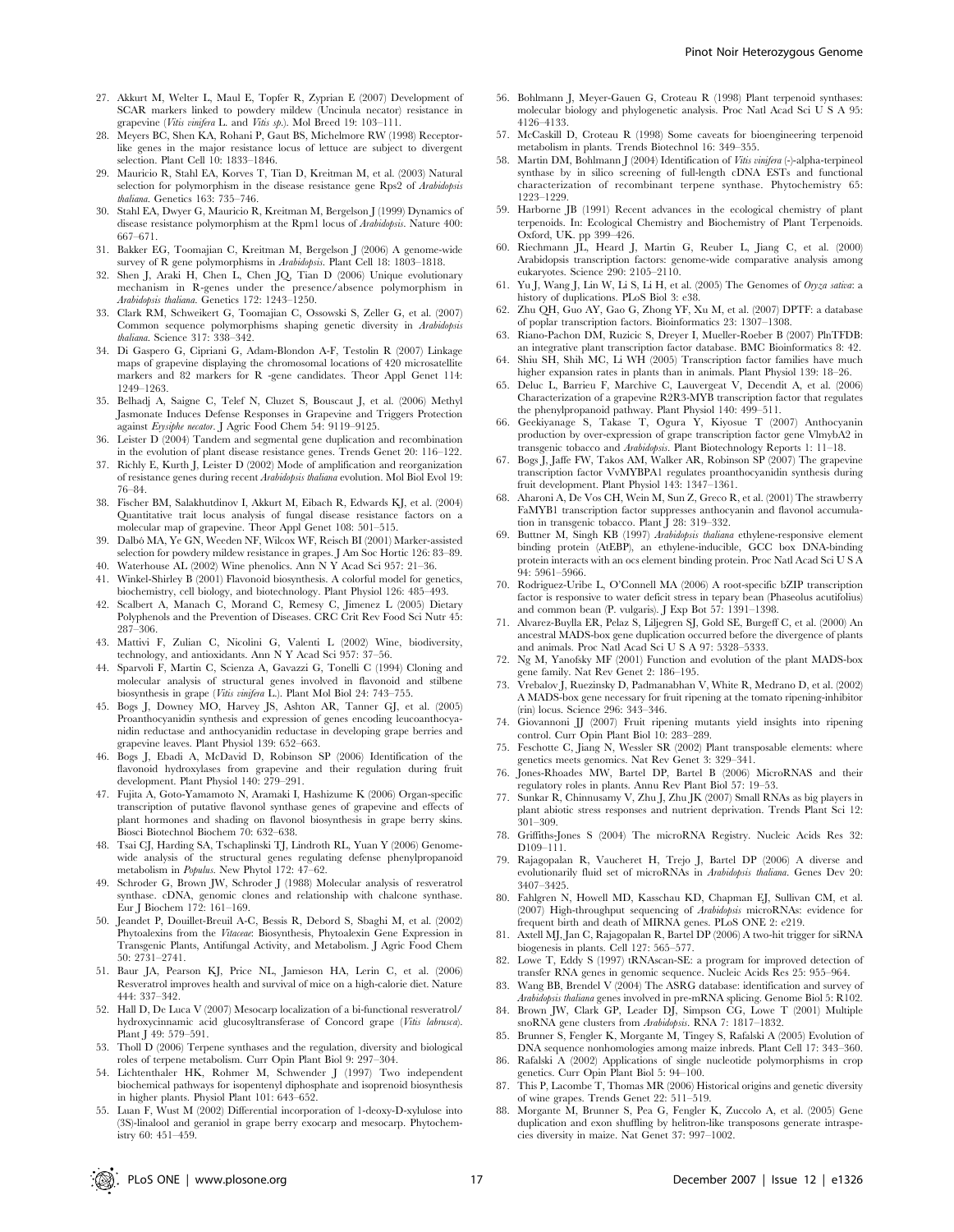27. Akkurt M, Welter L, Maul E, Topfer R, Zyprian E (2007) Development of SCAR markers linked to powdery mildew (Uncinula necator) resistance in grapevine (*Vitis vinifera* L. and *Vitis sp.*). Mol Breed 19: 103–111.
28. Meyers BC, Shen KA, Rohani P, Gaut BS, Michelmore RW (1998) Receptor-like genes in the major resistance locus of lettuce are subject to divergent selection. Plant Cell 10: 1833–1846.
29. Mauricio R, Stahl EA, Korves T, Tian D, Kreitman M, et al. (2003) Natural selection for polymorphism in the disease resistance gene Rps2 of *Arabidopsis thaliana*. Genetics 163: 735–746.
30. Stahl EA, Dwyer G, Mauricio R, Kreitman M, Bergelson J (1999) Dynamics of disease resistance polymorphism at the Rpm1 locus of *Arabidopsis*. Nature 400: 667–671.
31. Bakker EG, Toomajian C, Kreitman M, Bergelson J (2006) A genome-wide survey of R gene polymorphisms in *Arabidopsis*. Plant Cell 18: 1803–1818.
32. Shen J, Araki H, Chen L, Chen JQ, Tian D (2006) Unique evolutionary mechanism in R-genes under the presence/absence polymorphism in *Arabidopsis thaliana*. Genetics 172: 1243–1250.
33. Clark RM, Schweikert G, Toomajian C, Ossowski S, Zeller G, et al. (2007) Common sequence polymorphisms shaping genetic diversity in *Arabidopsis thaliana*. Science 317: 338–342.
34. Di Gaspero G, Cipriani G, Adam-Blondon A-F, Testolin R (2007) Linkage maps of grapevine displaying the chromosomal locations of 420 microsatellite markers and 82 markers for R -gene candidates. Theor Appl Genet 114: 1249–1263.
35. Belhadj A, Saigne C, Telef N, Cluzet S, Bouscaut J, et al. (2006) Methyl Jasmonate Induces Defense Responses in Grapevine and Triggers Protection against *Erysiphe necator*. J Agric Food Chem 54: 9119–9125.
36. Leister D (2004) Tandem and segmental gene duplication and recombination in the evolution of plant disease resistance genes. Trends Genet 20: 116–122.
37. Richly E, Kurth J, Leister D (2002) Mode of amplification and reorganization of resistance genes during recent *Arabidopsis thaliana* evolution. Mol Biol Evol 19: 76–84.
38. Fischer BM, Salakhutdinov I, Akkurt M, Eibach R, Edwards KJ, et al. (2004) Quantitative trait locus analysis of fungal disease resistance factors on a molecular map of grapevine. Theor Appl Genet 108: 501–515.
39. Dalbó MA, Ye GN, Weeden NF, Wilcox WF, Reisch BI (2001) Marker-assisted selection for powdery mildew resistance in grapes. J Am Soc Hortic 126: 83–89.
40. Waterhouse AL (2002) Wine phenolics. Ann N Y Acad Sci 957: 21–36.
41. Winkel-Shirley B (2001) Flavonoid biosynthesis. A colorful model for genetics, biochemistry, cell biology, and biotechnology. Plant Physiol 126: 485–493.
42. Scalbert A, Manach C, Morand C, Remesy C, Jimenez L (2005) Dietary Polyphenols and the Prevention of Diseases. CRC Crit Rev Food Sci Nutr 45: 287–306.
43. Mattivi F, Zulian C, Nicolini G, Valenti L (2002) Wine, biodiversity, technology, and antioxidants. Ann N Y Acad Sci 957: 37–56.
44. Sparvoli F, Martin C, Scienza A, Gavazzi G, Tonelli C (1994) Cloning and molecular analysis of structural genes involved in flavonoid and stilbene biosynthesis in grape (*Vitis vinifera* L.). Plant Mol Biol 24: 743–755.
45. Bogs J, Downey MO, Harvey JS, Ashton AR, Tanner GJ, et al. (2005) Proanthocyanidin synthesis and expression of genes encoding leucoanthocyanidin reductase and anthocyanidin reductase in developing grape berries and grapevine leaves. Plant Physiol 139: 652–663.
46. Bogs J, Ebadi A, McDavid D, Robinson SP (2006) Identification of the flavonoid hydroxylases from grapevine and their regulation during fruit development. Plant Physiol 140: 279–291.
47. Fujita A, Goto-Yamamoto N, Aramaki I, Hashizume K (2006) Organ-specific transcription of putative flavonol synthase genes of grapevine and effects of plant hormones and shading on flavonol biosynthesis in grape berry skins. Biosci Biotechnol Biochem 70: 632–638.
48. Tsai CJ, Harding SA, Tschaplinski TJ, Lindroth RL, Yuan Y (2006) Genome-wide analysis of the structural genes regulating defense phenylpropanoid metabolism in *Populus*. New Phytol 172: 47–62.
49. Schroder G, Brown JW, Schroder J (1988) Molecular analysis of resveratrol synthase. cDNA, genomic clones and relationship with chalcone synthase. Eur J Biochem 172: 161–169.
50. Jeandet P, Douillet-Breuil A-C, Bessis R, Debord S, Sbaghi M, et al. (2002) Phytoalexins from the *Vitaceae*: Biosynthesis, Phytoalexin Gene Expression in Transgenic Plants, Antifungal Activity, and Metabolism. J Agric Food Chem 50: 2731–2741.
51. Baur JA, Pearson KJ, Price NL, Jamieson HA, Lerin C, et al. (2006) Resveratrol improves health and survival of mice on a high-calorie diet. Nature 444: 337–342.
52. Hall D, De Luca V (2007) Mesocarp localization of a bi-functional resveratrol/hydroxycinnamic acid glucosyltransferase of Concord grape (*Vitis labrusca*). Plant J 49: 579–591.
53. Tholl D (2006) Terpene synthases and the regulation, diversity and biological roles of terpene metabolism. Curr Opin Plant Biol 9: 297–304.
54. Lichtenthaler HK, Rohmer M, Schwender J (1997) Two independent biochemical pathways for isopentenyl diphosphate and isoprenoid biosynthesis in higher plants. Physiol Plant 101: 643–652.
55. Luan F, Wust M (2002) Differential incorporation of 1-deoxy-D-xylulose into (3S)-linalool and geraniol in grape berry exocarp and mesocarp. Phytochemistry 60: 451–459.
56. Bohlmann J, Meyer-Gauen G, Croteau R (1998) Plant terpenoid synthases: molecular biology and phylogenetic analysis. Proc Natl Acad Sci U S A 95: 4126–4133.
57. McCaskill D, Croteau R (1998) Some caveats for bioengineering terpenoid metabolism in plants. Trends Biotechnol 16: 349–355.
58. Martin DM, Bohlmann J (2004) Identification of *Vitis vinifera* (-)-alpha-terpineol synthase by in silico screening of full-length cDNA ESTs and functional characterization of recombinant terpene synthase. Phytochemistry 65: 1223–1229.
59. Harborne JB (1991) Recent advances in the ecological chemistry of plant terpenoids. In: Ecological Chemistry and Biochemistry of Plant Terpenoids. Oxford, UK. pp 399–426.
60. Riechmann JL, Heard J, Martin G, Reuber L, Jiang C, et al. (2000) Arabidopsis transcription factors: genome-wide comparative analysis among eukaryotes. Science 290: 2105–2110.
61. Yu J, Wang J, Lin W, Li S, Li H, et al. (2005) The Genomes of *Oryza sativa*: a history of duplications. PLoS Biol 3: e38.
62. Zhu QH, Guo AY, Gao G, Zhong YF, Xu M, et al. (2007) DPTF: a database of poplar transcription factors. Bioinformatics 23: 1307–1308.
63. Riano-Pachon DM, Ruzicic S, Dreyer I, Mueller-Roeber B (2007) PlnTFDB: an integrative plant transcription factor database. BMC Bioinformatics 8: 42.
64. Shiu SH, Shih MC, Li WH (2005) Transcription factor families have much higher expansion rates in plants than in animals. Plant Physiol 139: 18–26.
65. Deluc L, Barrieu F, Marchive C, Lauvergeat V, Decendit A, et al. (2006) Characterization of a grapevine R2R3-MYB transcription factor that regulates the phenylpropanoid pathway. Plant Physiol 140: 499–511.
66. Geekiyanage S, Takase T, Ogura Y, Kiyosue T (2007) Anthocyanin production by over-expression of grape transcription factor gene VlmybA2 in transgenic tobacco and *Arabidopsis*. Plant Biotechnology Reports 1: 11–18.
67. Bogs J, Jaffe FW, Takos AM, Walker AR, Robinson SP (2007) The grapevine transcription factor VvMYBPA1 regulates proanthocyanidin synthesis during fruit development. Plant Physiol 143: 1347–1361.
68. Aharoni A, De Vos CH, Wein M, Sun Z, Greco R, et al. (2001) The strawberry FaMYB1 transcription factor suppresses anthocyanin and flavonol accumulation in transgenic tobacco. Plant J 28: 319–332.
69. Buttner M, Singh KB (1997) *Arabidopsis thaliana* ethylene-responsive element binding protein (AtEBP), an ethylene-inducible, GCC box DNA-binding protein interacts with an ocs element binding protein. Proc Natl Acad Sci U S A 94: 5961–5966.
70. Rodriguez-Uribe L, O'Connell MA (2006) A root-specific bZIP transcription factor is responsive to water deficit stress in tepary bean (Phaseolus acutifolius) and common bean (P. vulgaris). J Exp Bot 57: 1391–1398.
71. Alvarez-Buylla ER, Pelaz S, Liljegren SJ, Gold SE, Burgeff C, et al. (2000) An ancestral MADS-box gene duplication occurred before the divergence of plants and animals. Proc Natl Acad Sci U S A 97: 5328–5333.
72. Ng M, Yanofsky MF (2001) Function and evolution of the plant MADS-box gene family. Nat Rev Genet 2: 186–195.
73. Vrebalov J, Ruezinsky D, Padmanabhan V, White R, Medrano D, et al. (2002) A MADS-box gene necessary for fruit ripening at the tomato ripening-inhibitor (rin) locus. Science 296: 343–346.
74. Giovannoni JJ (2007) Fruit ripening mutants yield insights into ripening control. Curr Opin Plant Biol 10: 283–289.
75. Feschotte C, Jiang N, Wessler SR (2002) Plant transposable elements: where genetics meets genomics. Nat Rev Genet 3: 329–341.
76. Jones-Rhoades MW, Bartel DP, Bartel B (2006) MicroRNAS and their regulatory roles in plants. Annu Rev Plant Biol 57: 19–53.
77. Sunkar R, Chinnusamy V, Zhu J, Zhu JK (2007) Small RNAs as big players in plant abiotic stress responses and nutrient deprivation. Trends Plant Sci 12: 301–309.
78. Griffiths-Jones S (2004) The microRNA Registry. Nucleic Acids Res 32: D109–111.
79. Rajagopalan R, Vaucheret H, Trejo J, Bartel DP (2006) A diverse and evolutionarily fluid set of microRNAs in *Arabidopsis thaliana*. Genes Dev 20: 3407–3425.
80. Fahlgren N, Howell MD, Kasschau KD, Chapman EJ, Sullivan CM, et al. (2007) High-throughput sequencing of *Arabidopsis* microRNAs: evidence for frequent birth and death of MIRNA genes. PLoS ONE 2: e219.
81. Axtell MJ, Jan C, Rajagopalan R, Bartel DP (2006) A two-hit trigger for siRNA biogenesis in plants. Cell 127: 565–577.
82. Lowe T, Eddy S (1997) tRNAscan-SE: a program for improved detection of transfer RNA genes in genomic sequence. Nucleic Acids Res 25: 955–964.
83. Wang BB, Brendel V (2004) The ASRG database: identification and survey of *Arabidopsis thaliana* genes involved in pre-mRNA splicing. Genome Biol 5: R102.
84. Brown JW, Clark GP, Leader DJ, Simpson CG, Lowe T (2001) Multiple snoRNA gene clusters from *Arabidopsis*. RNA 7: 1817–1832.
85. Brunner S, Fengler K, Morgante M, Tingey S, Rafalski A (2005) Evolution of DNA sequence nonhomologies among maize inbreds. Plant Cell 17: 343–360.
86. Rafalski A (2002) Applications of single nucleotide polymorphisms in crop genetics. Curr Opin Plant Biol 5: 94–100.
87. This P, Lacombe T, Thomas MR (2006) Historical origins and genetic diversity of wine grapes. Trends Genet 22: 511–519.
88. Morgante M, Brunner S, Pea G, Fengler K, Zuccolo A, et al. (2005) Gene duplication and exon shuffling by helitron-like transposons generate intraspecies diversity in maize. Nat Genet 37: 997–1002.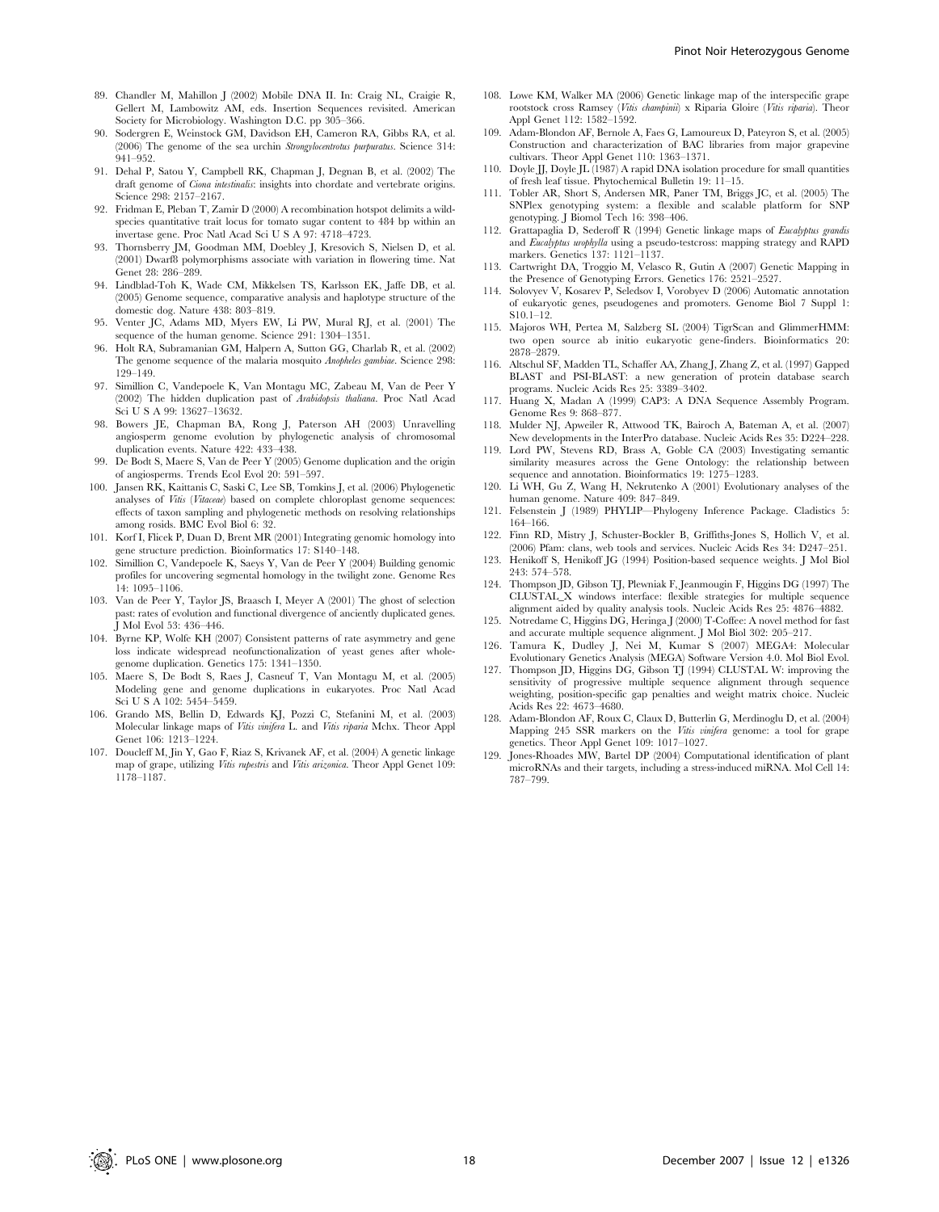89. Chandler M, Mahillon J (2002) Mobile DNA II. In: Craig NL, Craigie R, Gellert M, Lambowitz AM, eds. Insertion Sequences revisited. American Society for Microbiology. Washington D.C. pp 305–366.
90. Sodergren E, Weinstock GM, Davidson EH, Cameron RA, Gibbs RA, et al. (2006) The genome of the sea urchin *Strongylocentrotus purpuratus*. Science 314: 941–952.
91. Dehal P, Satou Y, Campbell RK, Chapman J, Degnan B, et al. (2002) The draft genome of *Ciona intestinalis*: insights into chordate and vertebrate origins. Science 298: 2157–2167.
92. Fridman E, Pleban T, Zamir D (2000) A recombination hotspot delimits a wild-species quantitative trait locus for tomato sugar content to 484 bp within an invertase gene. Proc Natl Acad Sci U S A 97: 4718–4723.
93. Thornsberry JM, Goodman MM, Doebley J, Kresovich S, Nielsen D, et al. (2001) Dwarf8 polymorphisms associate with variation in flowering time. Nat Genet 28: 286–289.
94. Lindblad-Toh K, Wade CM, Mikkelsen TS, Karlsson EK, Jaffe DB, et al. (2005) Genome sequence, comparative analysis and haplotype structure of the domestic dog. Nature 438: 803–819.
95. Venter JC, Adams MD, Myers EW, Li PW, Mural RJ, et al. (2001) The sequence of the human genome. Science 291: 1304–1351.
96. Holt RA, Subramanian GM, Halpern A, Sutton GG, Charlab R, et al. (2002) The genome sequence of the malaria mosquito *Anopheles gambiae*. Science 298: 129–149.
97. Simillion C, Vandepoele K, Van Montagu MC, Zabeau M, Van de Peer Y (2002) The hidden duplication past of *Arabidopsis thaliana*. Proc Natl Acad Sci U S A 99: 13627–13632.
98. Bowers JE, Chapman BA, Rong J, Paterson AH (2003) Unravelling angiosperm genome evolution by phylogenetic analysis of chromosomal duplication events. Nature 422: 433–438.
99. De Bodt S, Maere S, Van de Peer Y (2005) Genome duplication and the origin of angiosperms. Trends Ecol Evol 20: 591–597.
100. Jansen RK, Kaittanis C, Saski C, Lee SB, Tomkins J, et al. (2006) Phylogenetic analyses of *Vitis* (*Vitaceae*) based on complete chloroplast genome sequences: effects of taxon sampling and phylogenetic methods on resolving relationships among rosids. BMC Evol Biol 6: 32.
101. Korf I, Flicek P, Duan D, Brent MR (2001) Integrating genomic homology into gene structure prediction. Bioinformatics 17: S140–148.
102. Simillion C, Vandepoele K, Saeys Y, Van de Peer Y (2004) Building genomic profiles for uncovering segmental homology in the twilight zone. Genome Res 14: 1095–1106.
103. Van de Peer Y, Taylor JS, Braasch I, Meyer A (2001) The ghost of selection past: rates of evolution and functional divergence of anciently duplicated genes. J Mol Evol 53: 436–446.
104. Byrne KP, Wolfe KH (2007) Consistent patterns of rate asymmetry and gene loss indicate widespread neofunctionalization of yeast genes after whole-genome duplication. Genetics 175: 1341–1350.
105. Maere S, De Bodt S, Raes J, Casneuf T, Van Montagu M, et al. (2005) Modeling gene and genome duplications in eukaryotes. Proc Natl Acad Sci U S A 102: 5454–5459.
106. Grando MS, Bellin D, Edwards KJ, Pozzi C, Stefanini M, et al. (2003) Molecular linkage maps of *Vitis vinifera* L. and *Vitis riparia* Mchx. Theor Appl Genet 106: 1213–1224.
107. Doucleff M, Jin Y, Gao F, Riaz S, Krivanek AF, et al. (2004) A genetic linkage map of grape, utilizing *Vitis rupestris* and *Vitis arizonica*. Theor Appl Genet 109: 1178–1187.
108. Lowe KM, Walker MA (2006) Genetic linkage map of the interspecific grape rootstock cross Ramsey (*Vitis champinii*) x Riparia Gloire (*Vitis riparia*). Theor Appl Genet 112: 1582–1592.
109. Adam-Blondon AF, Bernole A, Faes G, Lamoureux D, Pateyron S, et al. (2005) Construction and characterization of BAC libraries from major grapevine cultivars. Theor Appl Genet 110: 1363–1371.
110. Doyle JJ, Doyle JL (1987) A rapid DNA isolation procedure for small quantities of fresh leaf tissue. Phytochemical Bulletin 19: 11–15.
111. Tobler AR, Short S, Andersen MR, Paner TM, Briggs JC, et al. (2005) The SNPlex genotyping system: a flexible and scalable platform for SNP genotyping. J Biomol Tech 16: 398–406.
112. Grattapaglia D, Sederoff R (1994) Genetic linkage maps of *Eucalyptus grandis* and *Eucalyptus urophylla* using a pseudo-testcross: mapping strategy and RAPD markers. Genetics 137: 1121–1137.
113. Cartwright DA, Troggio M, Velasco R, Gutin A (2007) Genetic Mapping in the Presence of Genotyping Errors. Genetics 176: 2521–2527.
114. Solovyev V, Kosarev P, Seledsov I, Vorobyev D (2006) Automatic annotation of eukaryotic genes, pseudogenes and promoters. Genome Biol 7 Suppl 1: S10.1–12.
115. Majoros WH, Pertea M, Salzberg SL (2004) TigrScan and GlimmerHMM: two open source ab initio eukaryotic gene-finders. Bioinformatics 20: 2878–2879.
116. Altschul SF, Madden TL, Schaffer AA, Zhang J, Zhang Z, et al. (1997) Gapped BLAST and PSI-BLAST: a new generation of protein database search programs. Nucleic Acids Res 25: 3389–3402.
117. Huang X, Madan A (1999) CAP3: A DNA Sequence Assembly Program. Genome Res 9: 868–877.
118. Mulder NJ, Apweiler R, Attwood TK, Bairoch A, Bateman A, et al. (2007) New developments in the InterPro database. Nucleic Acids Res 35: D224–228.
119. Lord PW, Stevens RD, Brass A, Goble CA (2003) Investigating semantic similarity measures across the Gene Ontology: the relationship between sequence and annotation. Bioinformatics 19: 1275–1283.
120. Li WH, Gu Z, Wang H, Nekrutenko A (2001) Evolutionary analyses of the human genome. Nature 409: 847–849.
121. Felsenstein J (1989) PHYLIP—Phylogeny Inference Package. Cladistics 5: 164–166.
122. Finn RD, Mistry J, Schuster-Bockler B, Griffiths-Jones S, Hollich V, et al. (2006) Pfam: clans, web tools and services. Nucleic Acids Res 34: D247–251.
123. Henikoff S, Henikoff JG (1994) Position-based sequence weights. J Mol Biol 243: 574–578.
124. Thompson JD, Gibson TJ, Plewniak F, Jeanmougin F, Higgins DG (1997) The CLUSTAL_X windows interface: flexible strategies for multiple sequence alignment aided by quality analysis tools. Nucleic Acids Res 25: 4876–4882.
125. Notredame C, Higgins DG, Heringa J (2000) T-Coffee: A novel method for fast and accurate multiple sequence alignment. J Mol Biol 302: 205–217.
126. Tamura K, Dudley J, Nei M, Kumar S (2007) MEGA4: Molecular Evolutionary Genetics Analysis (MEGA) Software Version 4.0. Mol Biol Evol.
127. Thompson JD, Higgins DG, Gibson TJ (1994) CLUSTAL W: improving the sensitivity of progressive multiple sequence alignment through sequence weighting, position-specific gap penalties and weight matrix choice. Nucleic Acids Res 22: 4673–4680.
128. Adam-Blondon AF, Roux C, Claux D, Butterlin G, Merdinoglu D, et al. (2004) Mapping 245 SSR markers on the *Vitis vinifera* genome: a tool for grape genetics. Theor Appl Genet 109: 1017–1027.
129. Jones-Rhoades MW, Bartel DP (2004) Computational identification of plant microRNAs and their targets, including a stress-induced miRNA. Mol Cell 14: 787–799.